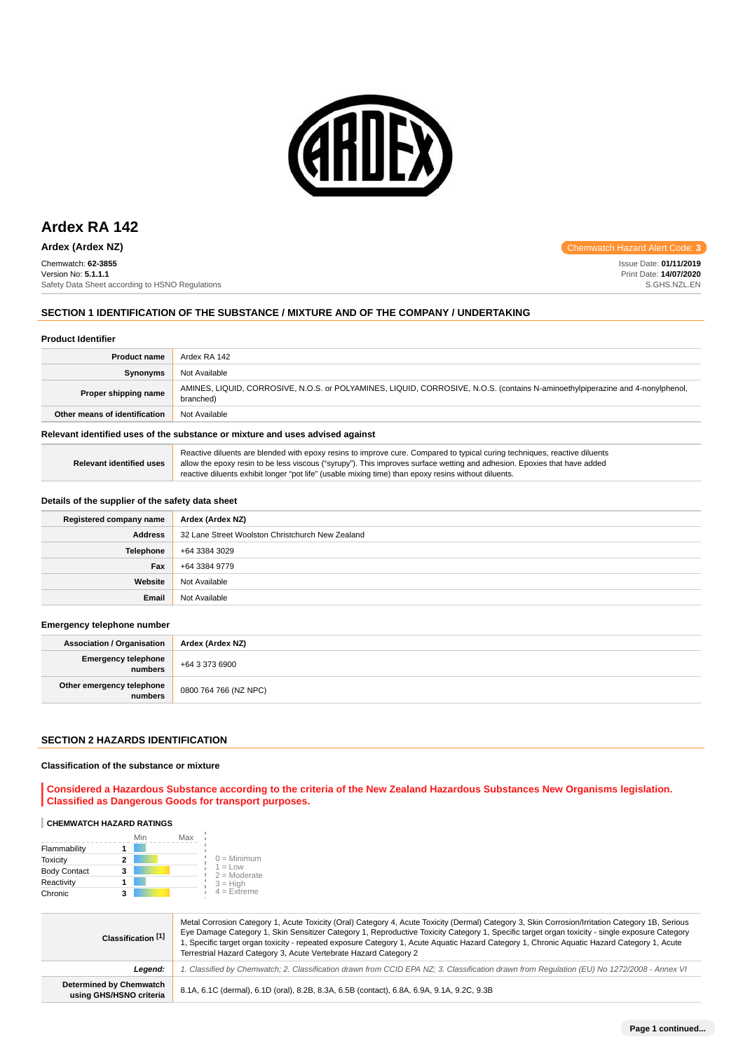# Ardex RA 142

**Ardex (Ardex NZ)**

Chemwatch Hazard Alert Code: **3**

Chemwatch: **62-3855**
Version No: **5.1.1.1**
Safety Data Sheet according to HSNO Regulations

Issue Date: **01/11/2019**
Print Date: **14/07/2020**
S.GHS.NZL.EN

## SECTION 1 IDENTIFICATION OF THE SUBSTANCE / MIXTURE AND OF THE COMPANY / UNDERTAKING

### Product Identifier

| | |
|---|---|
| **Product name** | Ardex RA 142 |
| **Synonyms** | Not Available |
| **Proper shipping name** | AMINES, LIQUID, CORROSIVE, N.O.S. or POLYAMINES, LIQUID, CORROSIVE, N.O.S. (contains N-aminoethylpiperazine and 4-nonylphenol, branched) |
| **Other means of identification** | Not Available |

### Relevant identified uses of the substance or mixture and uses advised against

| | |
|---|---|
| **Relevant identified uses** | Reactive diluents are blended with epoxy resins to improve cure. Compared to typical curing techniques, reactive diluents allow the epoxy resin to be less viscous ("syrupy"). This improves surface wetting and adhesion. Epoxies that have added reactive diluents exhibit longer "pot life" (usable mixing time) than epoxy resins without diluents. |

### Details of the supplier of the safety data sheet

| | |
|---|---|
| **Registered company name** | **Ardex (Ardex NZ)** |
| **Address** | 32 Lane Street Woolston Christchurch New Zealand |
| **Telephone** | +64 3384 3029 |
| **Fax** | +64 3384 9779 |
| **Website** | Not Available |
| **Email** | Not Available |

### Emergency telephone number

| | |
|---|---|
| **Association / Organisation** | **Ardex (Ardex NZ)** |
| **Emergency telephone numbers** | +64 3 373 6900 |
| **Other emergency telephone numbers** | 0800 764 766 (NZ NPC) |

## SECTION 2 HAZARDS IDENTIFICATION

### Classification of the substance or mixture

**Considered a Hazardous Substance according to the criteria of the New Zealand Hazardous Substances New Organisms legislation. Classified as Dangerous Goods for transport purposes.**

#### CHEMWATCH HAZARD RATINGS

| | Rating |
|---|---|
| Flammability | 1 |
| Toxicity | 2 |
| Body Contact | 3 |
| Reactivity | 1 |
| Chronic | 3 |

0 = Minimum
1 = Low
2 = Moderate
3 = High
4 = Extreme

| | |
|---|---|
| **Classification [1]** | Metal Corrosion Category 1, Acute Toxicity (Oral) Category 4, Acute Toxicity (Dermal) Category 3, Skin Corrosion/Irritation Category 1B, Serious Eye Damage Category 1, Skin Sensitizer Category 1, Reproductive Toxicity Category 1, Specific target organ toxicity - single exposure Category 1, Specific target organ toxicity - repeated exposure Category 1, Acute Aquatic Hazard Category 1, Chronic Aquatic Hazard Category 1, Acute Terrestrial Hazard Category 3, Acute Vertebrate Hazard Category 2 |
| ***Legend:*** | *1. Classified by Chemwatch; 2. Classification drawn from CCID EPA NZ; 3. Classification drawn from Regulation (EU) No 1272/2008 - Annex VI* |
| **Determined by Chemwatch using GHS/HSNO criteria** | 8.1A, 6.1C (dermal), 6.1D (oral), 8.2B, 8.3A, 6.5B (contact), 6.8A, 6.9A, 9.1A, 9.2C, 9.3B |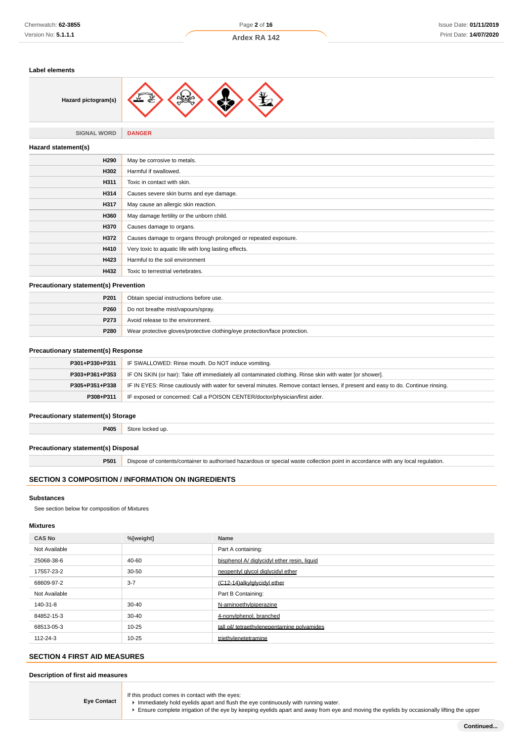### Label elements

| | |
|---|---|
| **Hazard pictogram(s)** | |
| SIGNAL WORD | **DANGER** |

### Hazard statement(s)

| | |
|---|---|
| **H290** | May be corrosive to metals. |
| **H302** | Harmful if swallowed. |
| **H311** | Toxic in contact with skin. |
| **H314** | Causes severe skin burns and eye damage. |
| **H317** | May cause an allergic skin reaction. |
| **H360** | May damage fertility or the unborn child. |
| **H370** | Causes damage to organs. |
| **H372** | Causes damage to organs through prolonged or repeated exposure. |
| **H410** | Very toxic to aquatic life with long lasting effects. |
| **H423** | Harmful to the soil environment |
| **H432** | Toxic to terrestrial vertebrates. |

### Precautionary statement(s) Prevention

| | |
|---|---|
| **P201** | Obtain special instructions before use. |
| **P260** | Do not breathe mist/vapours/spray. |
| **P273** | Avoid release to the environment. |
| **P280** | Wear protective gloves/protective clothing/eye protection/face protection. |

### Precautionary statement(s) Response

| | |
|---|---|
| **P301+P330+P331** | IF SWALLOWED: Rinse mouth. Do NOT induce vomiting. |
| **P303+P361+P353** | IF ON SKIN (or hair): Take off immediately all contaminated clothing. Rinse skin with water [or shower]. |
| **P305+P351+P338** | IF IN EYES: Rinse cautiously with water for several minutes. Remove contact lenses, if present and easy to do. Continue rinsing. |
| **P308+P311** | IF exposed or concerned: Call a POISON CENTER/doctor/physician/first aider. |

### Precautionary statement(s) Storage

| | |
|---|---|
| **P405** | Store locked up. |

### Precautionary statement(s) Disposal

| | |
|---|---|
| **P501** | Dispose of contents/container to authorised hazardous or special waste collection point in accordance with any local regulation. |

## SECTION 3 COMPOSITION / INFORMATION ON INGREDIENTS

### Substances

See section below for composition of Mixtures

### Mixtures

| CAS No | %[weight] | Name |
|---|---|---|
| Not Available | | Part A containing: |
| 25068-38-6 | 40-60 | bisphenol A/ diglycidyl ether resin, liquid |
| 17557-23-2 | 30-50 | neopentyl glycol diglycidyl ether |
| 68609-97-2 | 3-7 | (C12-14)alkylglycidyl ether |
| Not Available | | Part B Containing: |
| 140-31-8 | 30-40 | N-aminoethylpiperazine |
| 84852-15-3 | 30-40 | 4-nonylphenol, branched |
| 68513-05-3 | 10-25 | tall oil/ tetraethylenepentamine polyamides |
| 112-24-3 | 10-25 | triethylenetetramine |

## SECTION 4 FIRST AID MEASURES

### Description of first aid measures

| | |
|---|---|
| **Eye Contact** | If this product comes in contact with the eyes:<br>▸ Immediately hold eyelids apart and flush the eye continuously with running water.<br>▸ Ensure complete irrigation of the eye by keeping eyelids apart and away from eye and moving the eyelids by occasionally lifting the upper |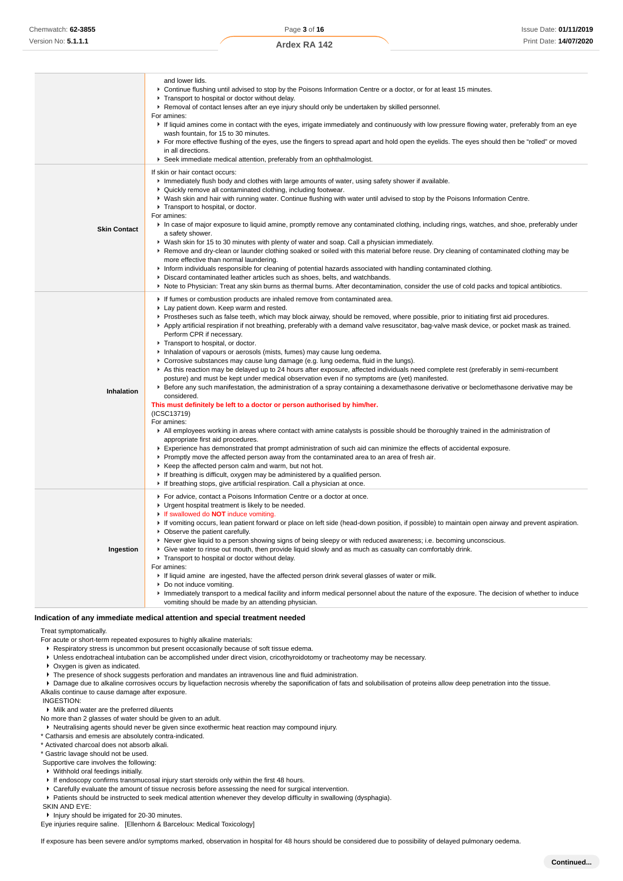| | |
|---|---|
| | and lower lids.<br>▸ Continue flushing until advised to stop by the Poisons Information Centre or a doctor, or for at least 15 minutes.<br>▸ Transport to hospital or doctor without delay.<br>▸ Removal of contact lenses after an eye injury should only be undertaken by skilled personnel.<br>For amines:<br>▸ If liquid amines come in contact with the eyes, irrigate immediately and continuously with low pressure flowing water, preferably from an eye wash fountain, for 15 to 30 minutes.<br>▸ For more effective flushing of the eyes, use the fingers to spread apart and hold open the eyelids. The eyes should then be "rolled" or moved in all directions.<br>▸ Seek immediate medical attention, preferably from an ophthalmologist. |
| **Skin Contact** | If skin or hair contact occurs:<br>▸ Immediately flush body and clothes with large amounts of water, using safety shower if available.<br>▸ Quickly remove all contaminated clothing, including footwear.<br>▸ Wash skin and hair with running water. Continue flushing with water until advised to stop by the Poisons Information Centre.<br>▸ Transport to hospital, or doctor.<br>For amines:<br>▸ In case of major exposure to liquid amine, promptly remove any contaminated clothing, including rings, watches, and shoe, preferably under a safety shower.<br>▸ Wash skin for 15 to 30 minutes with plenty of water and soap. Call a physician immediately.<br>▸ Remove and dry-clean or launder clothing soaked or soiled with this material before reuse. Dry cleaning of contaminated clothing may be more effective than normal laundering.<br>▸ Inform individuals responsible for cleaning of potential hazards associated with handling contaminated clothing.<br>▸ Discard contaminated leather articles such as shoes, belts, and watchbands.<br>▸ Note to Physician: Treat any skin burns as thermal burns. After decontamination, consider the use of cold packs and topical antibiotics. |
| **Inhalation** | ▸ If fumes or combustion products are inhaled remove from contaminated area.<br>▸ Lay patient down. Keep warm and rested.<br>▸ Prostheses such as false teeth, which may block airway, should be removed, where possible, prior to initiating first aid procedures.<br>▸ Apply artificial respiration if not breathing, preferably with a demand valve resuscitator, bag-valve mask device, or pocket mask as trained. Perform CPR if necessary.<br>▸ Transport to hospital, or doctor.<br>▸ Inhalation of vapours or aerosols (mists, fumes) may cause lung oedema.<br>▸ Corrosive substances may cause lung damage (e.g. lung oedema, fluid in the lungs).<br>▸ As this reaction may be delayed up to 24 hours after exposure, affected individuals need complete rest (preferably in semi-recumbent posture) and must be kept under medical observation even if no symptoms are (yet) manifested.<br>▸ Before any such manifestation, the administration of a spray containing a dexamethasone derivative or beclomethasone derivative may be considered.<br>**This must definitely be left to a doctor or person authorised by him/her.**<br>(ICSC13719)<br>For amines:<br>▸ All employees working in areas where contact with amine catalysts is possible should be thoroughly trained in the administration of appropriate first aid procedures.<br>▸ Experience has demonstrated that prompt administration of such aid can minimize the effects of accidental exposure.<br>▸ Promptly move the affected person away from the contaminated area to an area of fresh air.<br>▸ Keep the affected person calm and warm, but not hot.<br>▸ If breathing is difficult, oxygen may be administered by a qualified person.<br>▸ If breathing stops, give artificial respiration. Call a physician at once. |
| **Ingestion** | ▸ For advice, contact a Poisons Information Centre or a doctor at once.<br>▸ Urgent hospital treatment is likely to be needed.<br>▸ If swallowed do **NOT** induce vomiting.<br>▸ If vomiting occurs, lean patient forward or place on left side (head-down position, if possible) to maintain open airway and prevent aspiration.<br>▸ Observe the patient carefully.<br>▸ Never give liquid to a person showing signs of being sleepy or with reduced awareness; i.e. becoming unconscious.<br>▸ Give water to rinse out mouth, then provide liquid slowly and as much as casualty can comfortably drink.<br>▸ Transport to hospital or doctor without delay.<br>For amines:<br>▸ If liquid amine are ingested, have the affected person drink several glasses of water or milk.<br>▸ Do not induce vomiting.<br>▸ Immediately transport to a medical facility and inform medical personnel about the nature of the exposure. The decision of whether to induce vomiting should be made by an attending physician. |

### Indication of any immediate medical attention and special treatment needed

Treat symptomatically.

For acute or short-term repeated exposures to highly alkaline materials:

- Respiratory stress is uncommon but present occasionally because of soft tissue edema.
- Unless endotracheal intubation can be accomplished under direct vision, cricothyroidotomy or tracheotomy may be necessary.
- Oxygen is given as indicated.
- The presence of shock suggests perforation and mandates an intravenous line and fluid administration.
- Damage due to alkaline corrosives occurs by liquefaction necrosis whereby the saponification of fats and solubilisation of proteins allow deep penetration into the tissue.

Alkalis continue to cause damage after exposure.

INGESTION:

- Milk and water are the preferred diluents

No more than 2 glasses of water should be given to an adult.

- Neutralising agents should never be given since exothermic heat reaction may compound injury.

\* Catharsis and emesis are absolutely contra-indicated.

\* Activated charcoal does not absorb alkali.

\* Gastric lavage should not be used.

Supportive care involves the following:

- Withhold oral feedings initially.
- If endoscopy confirms transmucosal injury start steroids only within the first 48 hours.
- Carefully evaluate the amount of tissue necrosis before assessing the need for surgical intervention.
- Patients should be instructed to seek medical attention whenever they develop difficulty in swallowing (dysphagia).

SKIN AND EYE:

- Injury should be irrigated for 20-30 minutes.

Eye injuries require saline. [Ellenhorn & Barceloux: Medical Toxicology]

If exposure has been severe and/or symptoms marked, observation in hospital for 48 hours should be considered due to possibility of delayed pulmonary oedema.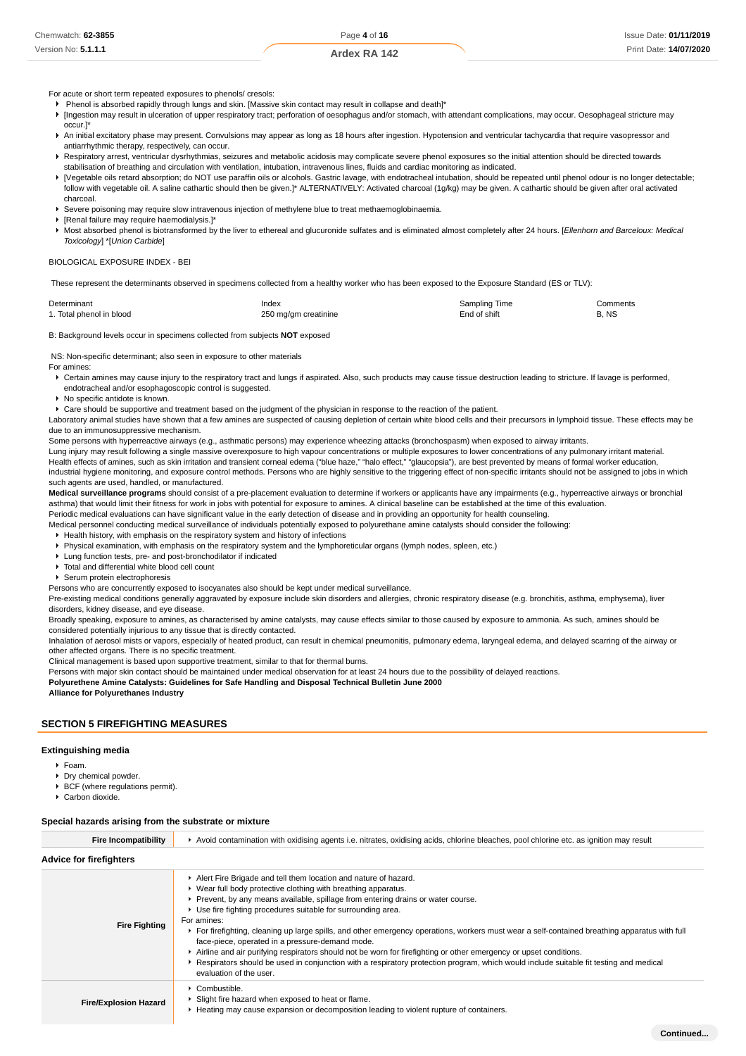For acute or short term repeated exposures to phenols/ cresols:

- Phenol is absorbed rapidly through lungs and skin. [Massive skin contact may result in collapse and death]*
- [Ingestion may result in ulceration of upper respiratory tract; perforation of oesophagus and/or stomach, with attendant complications, may occur. Oesophageal stricture may occur.]*
- An initial excitatory phase may present. Convulsions may appear as long as 18 hours after ingestion. Hypotension and ventricular tachycardia that require vasopressor and antiarrhythmic therapy, respectively, can occur.
- Respiratory arrest, ventricular dysrhythmias, seizures and metabolic acidosis may complicate severe phenol exposures so the initial attention should be directed towards stabilisation of breathing and circulation with ventilation, intubation, intravenous lines, fluids and cardiac monitoring as indicated.
- [Vegetable oils retard absorption; do NOT use paraffin oils or alcohols. Gastric lavage, with endotracheal intubation, should be repeated until phenol odour is no longer detectable; follow with vegetable oil. A saline cathartic should then be given.]* ALTERNATIVELY: Activated charcoal (1g/kg) may be given. A cathartic should be given after oral activated charcoal.
- Severe poisoning may require slow intravenous injection of methylene blue to treat methaemoglobinaemia.
- [Renal failure may require haemodialysis.]*
- Most absorbed phenol is biotransformed by the liver to ethereal and glucuronide sulfates and is eliminated almost completely after 24 hours. [*Ellenhorn and Barceloux: Medical Toxicology*] *[*Union Carbide*]

BIOLOGICAL EXPOSURE INDEX - BEI

These represent the determinants observed in specimens collected from a healthy worker who has been exposed to the Exposure Standard (ES or TLV):

| Determinant | Index | Sampling Time | Comments |
|---|---|---|---|
| 1. Total phenol in blood | 250 mg/gm creatinine | End of shift | B, NS |

B: Background levels occur in specimens collected from subjects **NOT** exposed

NS: Non-specific determinant; also seen in exposure to other materials

For amines:

- Certain amines may cause injury to the respiratory tract and lungs if aspirated. Also, such products may cause tissue destruction leading to stricture. If lavage is performed, endotracheal and/or esophagoscopic control is suggested.
- No specific antidote is known.
- Care should be supportive and treatment based on the judgment of the physician in response to the reaction of the patient.

Laboratory animal studies have shown that a few amines are suspected of causing depletion of certain white blood cells and their precursors in lymphoid tissue. These effects may be due to an immunosuppressive mechanism.

Some persons with hyperreactive airways (e.g., asthmatic persons) may experience wheezing attacks (bronchospasm) when exposed to airway irritants.

Lung injury may result following a single massive overexposure to high vapour concentrations or multiple exposures to lower concentrations of any pulmonary irritant material.

Health effects of amines, such as skin irritation and transient corneal edema ("blue haze," "halo effect," "glaucopsia"), are best prevented by means of formal worker education, industrial hygiene monitoring, and exposure control methods. Persons who are highly sensitive to the triggering effect of non-specific irritants should not be assigned to jobs in which such agents are used, handled, or manufactured.

**Medical surveillance programs** should consist of a pre-placement evaluation to determine if workers or applicants have any impairments (e.g., hyperreactive airways or bronchial asthma) that would limit their fitness for work in jobs with potential for exposure to amines. A clinical baseline can be established at the time of this evaluation.

Periodic medical evaluations can have significant value in the early detection of disease and in providing an opportunity for health counseling.

Medical personnel conducting medical surveillance of individuals potentially exposed to polyurethane amine catalysts should consider the following:

- Health history, with emphasis on the respiratory system and history of infections
- Physical examination, with emphasis on the respiratory system and the lymphoreticular organs (lymph nodes, spleen, etc.)
- Lung function tests, pre- and post-bronchodilator if indicated
- Total and differential white blood cell count
- Serum protein electrophoresis

Persons who are concurrently exposed to isocyanates also should be kept under medical surveillance.

Pre-existing medical conditions generally aggravated by exposure include skin disorders and allergies, chronic respiratory disease (e.g. bronchitis, asthma, emphysema), liver disorders, kidney disease, and eye disease.

Broadly speaking, exposure to amines, as characterised by amine catalysts, may cause effects similar to those caused by exposure to ammonia. As such, amines should be considered potentially injurious to any tissue that is directly contacted.

Inhalation of aerosol mists or vapors, especially of heated product, can result in chemical pneumonitis, pulmonary edema, laryngeal edema, and delayed scarring of the airway or other affected organs. There is no specific treatment.

Clinical management is based upon supportive treatment, similar to that for thermal burns.

Persons with major skin contact should be maintained under medical observation for at least 24 hours due to the possibility of delayed reactions.

**Polyurethene Amine Catalysts: Guidelines for Safe Handling and Disposal Technical Bulletin June 2000**
**Alliance for Polyurethanes Industry**

## SECTION 5 FIREFIGHTING MEASURES

### Extinguishing media

- Foam.
- Dry chemical powder.
- BCF (where regulations permit).
- Carbon dioxide.

### Special hazards arising from the substrate or mixture

| | |
|---|---|
| **Fire Incompatibility** | Avoid contamination with oxidising agents i.e. nitrates, oxidising acids, chlorine bleaches, pool chlorine etc. as ignition may result |

### Advice for firefighters

| | |
|---|---|
| **Fire Fighting** | Alert Fire Brigade and tell them location and nature of hazard.<br>Wear full body protective clothing with breathing apparatus.<br>Prevent, by any means available, spillage from entering drains or water course.<br>Use fire fighting procedures suitable for surrounding area.<br>For amines:<br>For firefighting, cleaning up large spills, and other emergency operations, workers must wear a self-contained breathing apparatus with full face-piece, operated in a pressure-demand mode.<br>Airline and air purifying respirators should not be worn for firefighting or other emergency or upset conditions.<br>Respirators should be used in conjunction with a respiratory protection program, which would include suitable fit testing and medical evaluation of the user. |
| **Fire/Explosion Hazard** | Combustible.<br>Slight fire hazard when exposed to heat or flame.<br>Heating may cause expansion or decomposition leading to violent rupture of containers. |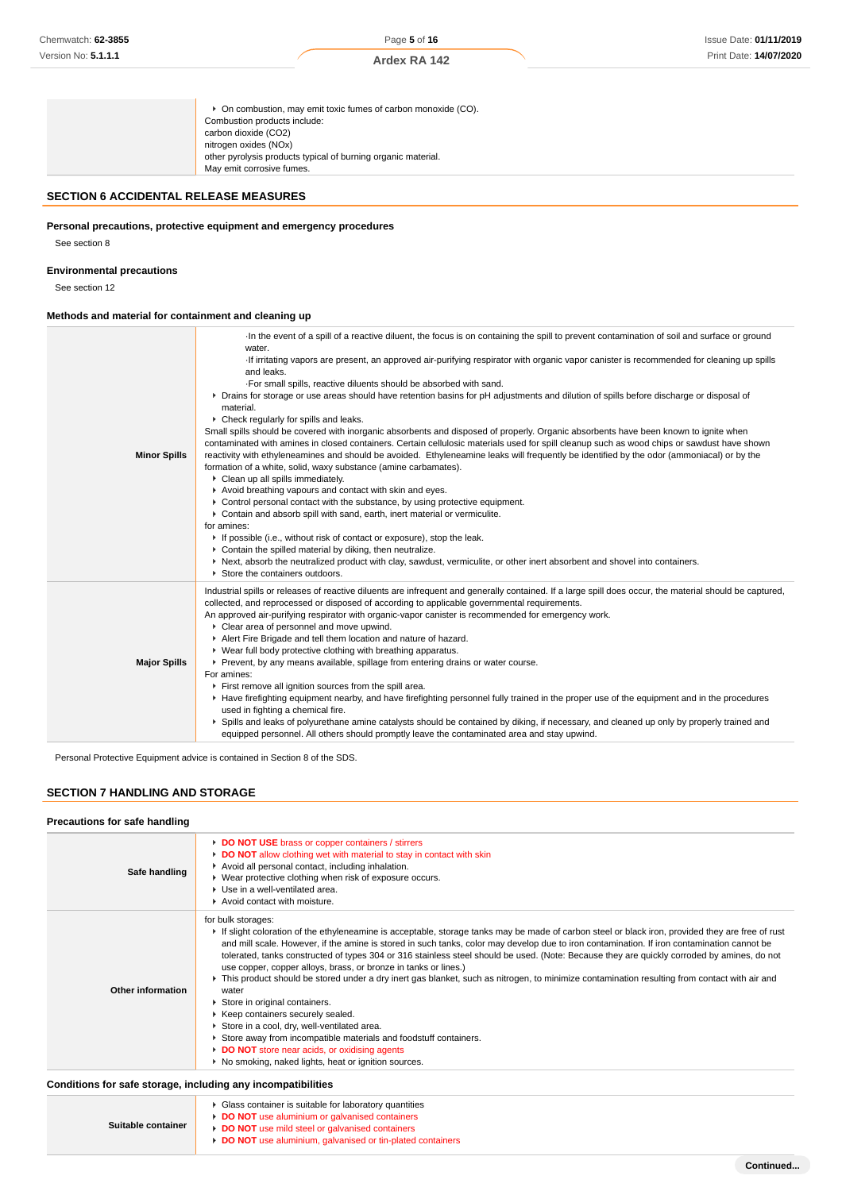| | |
|---|---|
| | ▸ On combustion, may emit toxic fumes of carbon monoxide (CO).<br>Combustion products include:<br>carbon dioxide ($CO_2$)<br>nitrogen oxides ($NO_x$)<br>other pyrolysis products typical of burning organic material.<br>May emit corrosive fumes. |

## SECTION 6 ACCIDENTAL RELEASE MEASURES

### Personal precautions, protective equipment and emergency procedures

See section 8

### Environmental precautions

See section 12

### Methods and material for containment and cleaning up

| | |
|---|---|
| **Minor Spills** | ·In the event of a spill of a reactive diluent, the focus is on containing the spill to prevent contamination of soil and surface or ground water.<br>·If irritating vapors are present, an approved air-purifying respirator with organic vapor canister is recommended for cleaning up spills and leaks.<br>·For small spills, reactive diluents should be absorbed with sand.<br>▸ Drains for storage or use areas should have retention basins for pH adjustments and dilution of spills before discharge or disposal of material.<br>▸ Check regularly for spills and leaks.<br>Small spills should be covered with inorganic absorbents and disposed of properly. Organic absorbents have been known to ignite when contaminated with amines in closed containers. Certain cellulosic materials used for spill cleanup such as wood chips or sawdust have shown reactivity with ethyleneamines and should be avoided. Ethyleneamine leaks will frequently be identified by the odor (ammoniacal) or by the formation of a white, solid, waxy substance (amine carbamates).<br>▸ Clean up all spills immediately.<br>▸ Avoid breathing vapours and contact with skin and eyes.<br>▸ Control personal contact with the substance, by using protective equipment.<br>▸ Contain and absorb spill with sand, earth, inert material or vermiculite.<br>for amines:<br>▸ If possible (i.e., without risk of contact or exposure), stop the leak.<br>▸ Contain the spilled material by diking, then neutralize.<br>▸ Next, absorb the neutralized product with clay, sawdust, vermiculite, or other inert absorbent and shovel into containers.<br>▸ Store the containers outdoors. |
| **Major Spills** | Industrial spills or releases of reactive diluents are infrequent and generally contained. If a large spill does occur, the material should be captured, collected, and reprocessed or disposed of according to applicable governmental requirements.<br>An approved air-purifying respirator with organic-vapor canister is recommended for emergency work.<br>▸ Clear area of personnel and move upwind.<br>▸ Alert Fire Brigade and tell them location and nature of hazard.<br>▸ Wear full body protective clothing with breathing apparatus.<br>▸ Prevent, by any means available, spillage from entering drains or water course.<br>For amines:<br>▸ First remove all ignition sources from the spill area.<br>▸ Have firefighting equipment nearby, and have firefighting personnel fully trained in the proper use of the equipment and in the procedures used in fighting a chemical fire.<br>▸ Spills and leaks of polyurethane amine catalysts should be contained by diking, if necessary, and cleaned up only by properly trained and equipped personnel. All others should promptly leave the contaminated area and stay upwind. |

Personal Protective Equipment advice is contained in Section 8 of the SDS.

## SECTION 7 HANDLING AND STORAGE

### Precautions for safe handling

| | |
|---|---|
| **Safe handling** | ▸ **DO NOT USE** brass or copper containers / stirrers<br>▸ **DO NOT** allow clothing wet with material to stay in contact with skin<br>▸ Avoid all personal contact, including inhalation.<br>▸ Wear protective clothing when risk of exposure occurs.<br>▸ Use in a well-ventilated area.<br>▸ Avoid contact with moisture. |
| **Other information** | for bulk storages:<br>▸ If slight coloration of the ethyleneamine is acceptable, storage tanks may be made of carbon steel or black iron, provided they are free of rust and mill scale. However, if the amine is stored in such tanks, color may develop due to iron contamination. If iron contamination cannot be tolerated, tanks constructed of types 304 or 316 stainless steel should be used. (Note: Because they are quickly corroded by amines, do not use copper, copper alloys, brass, or bronze in tanks or lines.)<br>▸ This product should be stored under a dry inert gas blanket, such as nitrogen, to minimize contamination resulting from contact with air and water<br>▸ Store in original containers.<br>▸ Keep containers securely sealed.<br>▸ Store in a cool, dry, well-ventilated area.<br>▸ Store away from incompatible materials and foodstuff containers.<br>▸ **DO NOT** store near acids, or oxidising agents<br>▸ No smoking, naked lights, heat or ignition sources. |

### Conditions for safe storage, including any incompatibilities

| | |
|---|---|
| **Suitable container** | ▸ Glass container is suitable for laboratory quantities<br>▸ **DO NOT** use aluminium or galvanised containers<br>▸ **DO NOT** use mild steel or galvanised containers<br>▸ **DO NOT** use aluminium, galvanised or tin-plated containers |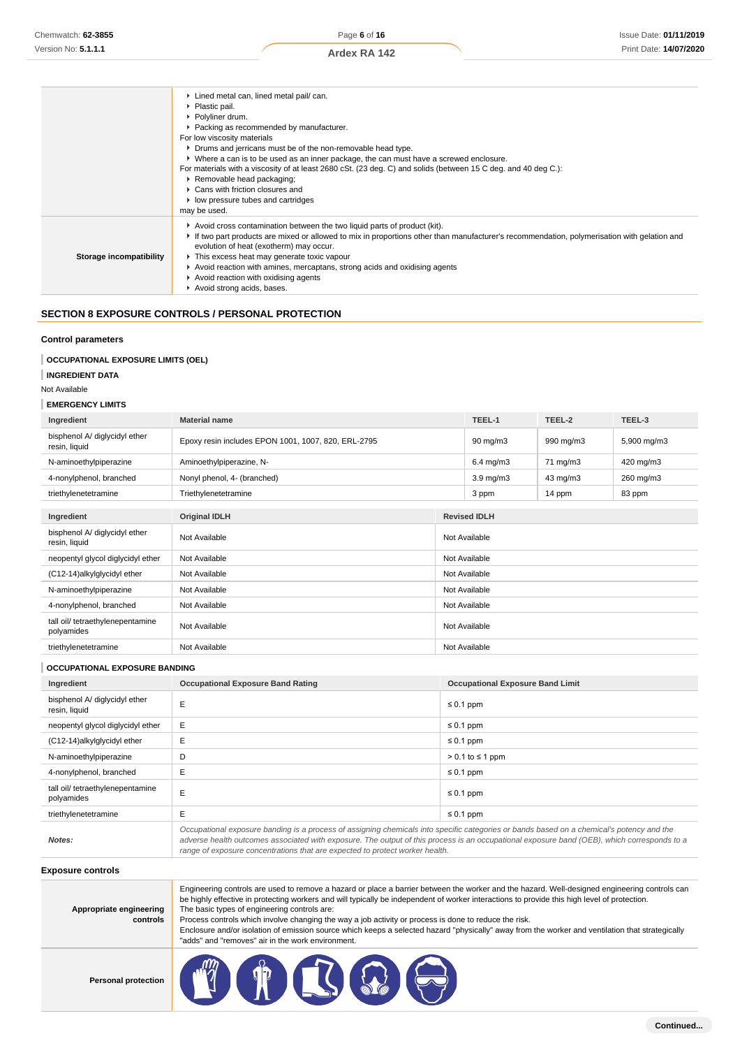|  |  |
|---|---|
|  | ▸ Lined metal can, lined metal pail/ can.<br>▸ Plastic pail.<br>▸ Polyliner drum.<br>▸ Packing as recommended by manufacturer.<br>For low viscosity materials<br>▸ Drums and jerricans must be of the non-removable head type.<br>▸ Where a can is to be used as an inner package, the can must have a screwed enclosure.<br>For materials with a viscosity of at least 2680 cSt. (23 deg. C) and solids (between 15 C deg. and 40 deg C.):<br>▸ Removable head packaging;<br>▸ Cans with friction closures and<br>▸ low pressure tubes and cartridges<br>may be used. |
| **Storage incompatibility** | ▸ Avoid cross contamination between the two liquid parts of product (kit).<br>▸ If two part products are mixed or allowed to mix in proportions other than manufacturer's recommendation, polymerisation with gelation and evolution of heat (exotherm) may occur.<br>▸ This excess heat may generate toxic vapour<br>▸ Avoid reaction with amines, mercaptans, strong acids and oxidising agents<br>▸ Avoid reaction with oxidising agents<br>▸ Avoid strong acids, bases. |

## SECTION 8 EXPOSURE CONTROLS / PERSONAL PROTECTION

### Control parameters

**OCCUPATIONAL EXPOSURE LIMITS (OEL)**

**INGREDIENT DATA**

Not Available

**EMERGENCY LIMITS**

| Ingredient | Material name | TEEL-1 | TEEL-2 | TEEL-3 |
|---|---|---|---|---|
| bisphenol A/ diglycidyl ether resin, liquid | Epoxy resin includes EPON 1001, 1007, 820, ERL-2795 | 90 mg/m3 | 990 mg/m3 | 5,900 mg/m3 |
| N-aminoethylpiperazine | Aminoethylpiperazine, N- | 6.4 mg/m3 | 71 mg/m3 | 420 mg/m3 |
| 4-nonylphenol, branched | Nonyl phenol, 4- (branched) | 3.9 mg/m3 | 43 mg/m3 | 260 mg/m3 |
| triethylenetetramine | Triethylenetetramine | 3 ppm | 14 ppm | 83 ppm |

| Ingredient | Original IDLH | Revised IDLH |
|---|---|---|
| bisphenol A/ diglycidyl ether resin, liquid | Not Available | Not Available |
| neopentyl glycol diglycidyl ether | Not Available | Not Available |
| (C12-14)alkylglycidyl ether | Not Available | Not Available |
| N-aminoethylpiperazine | Not Available | Not Available |
| 4-nonylphenol, branched | Not Available | Not Available |
| tall oil/ tetraethylenepentamine polyamides | Not Available | Not Available |
| triethylenetetramine | Not Available | Not Available |

**OCCUPATIONAL EXPOSURE BANDING**

| Ingredient | Occupational Exposure Band Rating | Occupational Exposure Band Limit |
|---|---|---|
| bisphenol A/ diglycidyl ether resin, liquid | E | ≤ 0.1 ppm |
| neopentyl glycol diglycidyl ether | E | ≤ 0.1 ppm |
| (C12-14)alkylglycidyl ether | E | ≤ 0.1 ppm |
| N-aminoethylpiperazine | D | > 0.1 to ≤ 1 ppm |
| 4-nonylphenol, branched | E | ≤ 0.1 ppm |
| tall oil/ tetraethylenepentamine polyamides | E | ≤ 0.1 ppm |
| triethylenetetramine | E | ≤ 0.1 ppm |
| ***Notes:*** | *Occupational exposure banding is a process of assigning chemicals into specific categories or bands based on a chemical's potency and the adverse health outcomes associated with exposure. The output of this process is an occupational exposure band (OEB), which corresponds to a range of exposure concentrations that are expected to protect worker health.* | |

### Exposure controls

|  |  |
|---|---|
| **Appropriate engineering controls** | Engineering controls are used to remove a hazard or place a barrier between the worker and the hazard. Well-designed engineering controls can be highly effective in protecting workers and will typically be independent of worker interactions to provide this high level of protection.<br>The basic types of engineering controls are:<br>Process controls which involve changing the way a job activity or process is done to reduce the risk.<br>Enclosure and/or isolation of emission source which keeps a selected hazard "physically" away from the worker and ventilation that strategically "adds" and "removes" air in the work environment. |
| **Personal protection** |  |

**Continued...**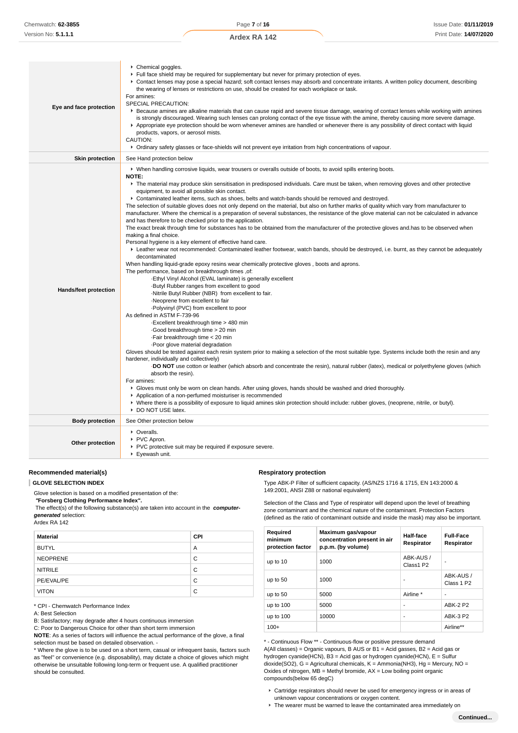| | |
|---|---|
| **Eye and face protection** | ▸ Chemical goggles.<br>▸ Full face shield may be required for supplementary but never for primary protection of eyes.<br>▸ Contact lenses may pose a special hazard; soft contact lenses may absorb and concentrate irritants. A written policy document, describing the wearing of lenses or restrictions on use, should be created for each workplace or task.<br>For amines:<br>SPECIAL PRECAUTION:<br>▸ Because amines are alkaline materials that can cause rapid and severe tissue damage, wearing of contact lenses while working with amines is strongly discouraged. Wearing such lenses can prolong contact of the eye tissue with the amine, thereby causing more severe damage.<br>▸ Appropriate eye protection should be worn whenever amines are handled or whenever there is any possibility of direct contact with liquid products, vapors, or aerosol mists.<br>CAUTION:<br>▸ Ordinary safety glasses or face-shields will not prevent eye irritation from high concentrations of vapour. |
| **Skin protection** | See Hand protection below |
| **Hands/feet protection** | ▸ When handling corrosive liquids, wear trousers or overalls outside of boots, to avoid spills entering boots.<br>**NOTE:**<br>▸ The material may produce skin sensitisation in predisposed individuals. Care must be taken, when removing gloves and other protective equipment, to avoid all possible skin contact.<br>▸ Contaminated leather items, such as shoes, belts and watch-bands should be removed and destroyed.<br>The selection of suitable gloves does not only depend on the material, but also on further marks of quality which vary from manufacturer to manufacturer. Where the chemical is a preparation of several substances, the resistance of the glove material can not be calculated in advance and has therefore to be checked prior to the application.<br>The exact break through time for substances has to be obtained from the manufacturer of the protective gloves and.has to be observed when making a final choice.<br>Personal hygiene is a key element of effective hand care.<br>▸ Leather wear not recommended: Contaminated leather footwear, watch bands, should be destroyed, i.e. burnt, as they cannot be adequately decontaminated<br>When handling liquid-grade epoxy resins wear chemically protective gloves , boots and aprons.<br>The performance, based on breakthrough times ,of:<br>·Ethyl Vinyl Alcohol (EVAL laminate) is generally excellent<br>·Butyl Rubber ranges from excellent to good<br>·Nitrile Butyl Rubber (NBR) from excellent to fair.<br>·Neoprene from excellent to fair<br>·Polyvinyl (PVC) from excellent to poor<br>As defined in ASTM F-739-96<br>·Excellent breakthrough time > 480 min<br>·Good breakthrough time > 20 min<br>·Fair breakthrough time < 20 min<br>·Poor glove material degradation<br>Gloves should be tested against each resin system prior to making a selection of the most suitable type. Systems include both the resin and any hardener, individually and collectively)<br>·**DO NOT** use cotton or leather (which absorb and concentrate the resin), natural rubber (latex), medical or polyethylene gloves (which absorb the resin).<br>For amines:<br>▸ Gloves must only be worn on clean hands. After using gloves, hands should be washed and dried thoroughly.<br>▸ Application of a non-perfumed moisturiser is recommended<br>▸ Where there is a possibility of exposure to liquid amines skin protection should include: rubber gloves, (neoprene, nitrile, or butyl).<br>▸ DO NOT USE latex. |
| **Body protection** | See Other protection below |
| **Other protection** | ▸ Overalls.<br>▸ PVC Apron.<br>▸ PVC protective suit may be required if exposure severe.<br>▸ Eyewash unit. |

### Recommended material(s)

**GLOVE SELECTION INDEX**

Glove selection is based on a modified presentation of the:
**"Forsberg Clothing Performance Index".**
The effect(s) of the following substance(s) are taken into account in the ***computer-generated*** selection:
Ardex RA 142

| Material | CPI |
|---|---|
| BUTYL | A |
| NEOPRENE | C |
| NITRILE | C |
| PE/EVAL/PE | C |
| VITON | C |

* CPI - Chemwatch Performance Index
A: Best Selection
B: Satisfactory; may degrade after 4 hours continuous immersion
C: Poor to Dangerous Choice for other than short term immersion
**NOTE**: As a series of factors will influence the actual performance of the glove, a final selection must be based on detailed observation. -
* Where the glove is to be used on a short term, casual or infrequent basis, factors such as "feel" or convenience (e.g. disposability), may dictate a choice of gloves which might otherwise be unsuitable following long-term or frequent use. A qualified practitioner should be consulted.

### Respiratory protection

Type ABK-P Filter of sufficient capacity. (AS/NZS 1716 & 1715, EN 143:2000 & 149:2001, ANSI Z88 or national equivalent)

Selection of the Class and Type of respirator will depend upon the level of breathing zone contaminant and the chemical nature of the contaminant. Protection Factors (defined as the ratio of contaminant outside and inside the mask) may also be important.

| Required minimum protection factor | Maximum gas/vapour concentration present in air p.p.m. (by volume) | Half-face Respirator | Full-Face Respirator |
|---|---|---|---|
| up to 10 | 1000 | ABK-AUS / Class1 P2 | - |
| up to 50 | 1000 | - | ABK-AUS / Class 1 P2 |
| up to 50 | 5000 | Airline * | - |
| up to 100 | 5000 | - | ABK-2 P2 |
| up to 100 | 10000 | - | ABK-3 P2 |
| 100+ | | | Airline** |

* - Continuous Flow ** - Continuous-flow or positive pressure demand
A(All classes) = Organic vapours, B AUS or B1 = Acid gasses, B2 = Acid gas or hydrogen cyanide(HCN), B3 = Acid gas or hydrogen cyanide(HCN), E = Sulfur dioxide(SO2), G = Agricultural chemicals, K = Ammonia(NH3), Hg = Mercury, NO = Oxides of nitrogen, MB = Methyl bromide, AX = Low boiling point organic compounds(below 65 degC)

- Cartridge respirators should never be used for emergency ingress or in areas of unknown vapour concentrations or oxygen content.
- The wearer must be warned to leave the contaminated area immediately on

**Continued...**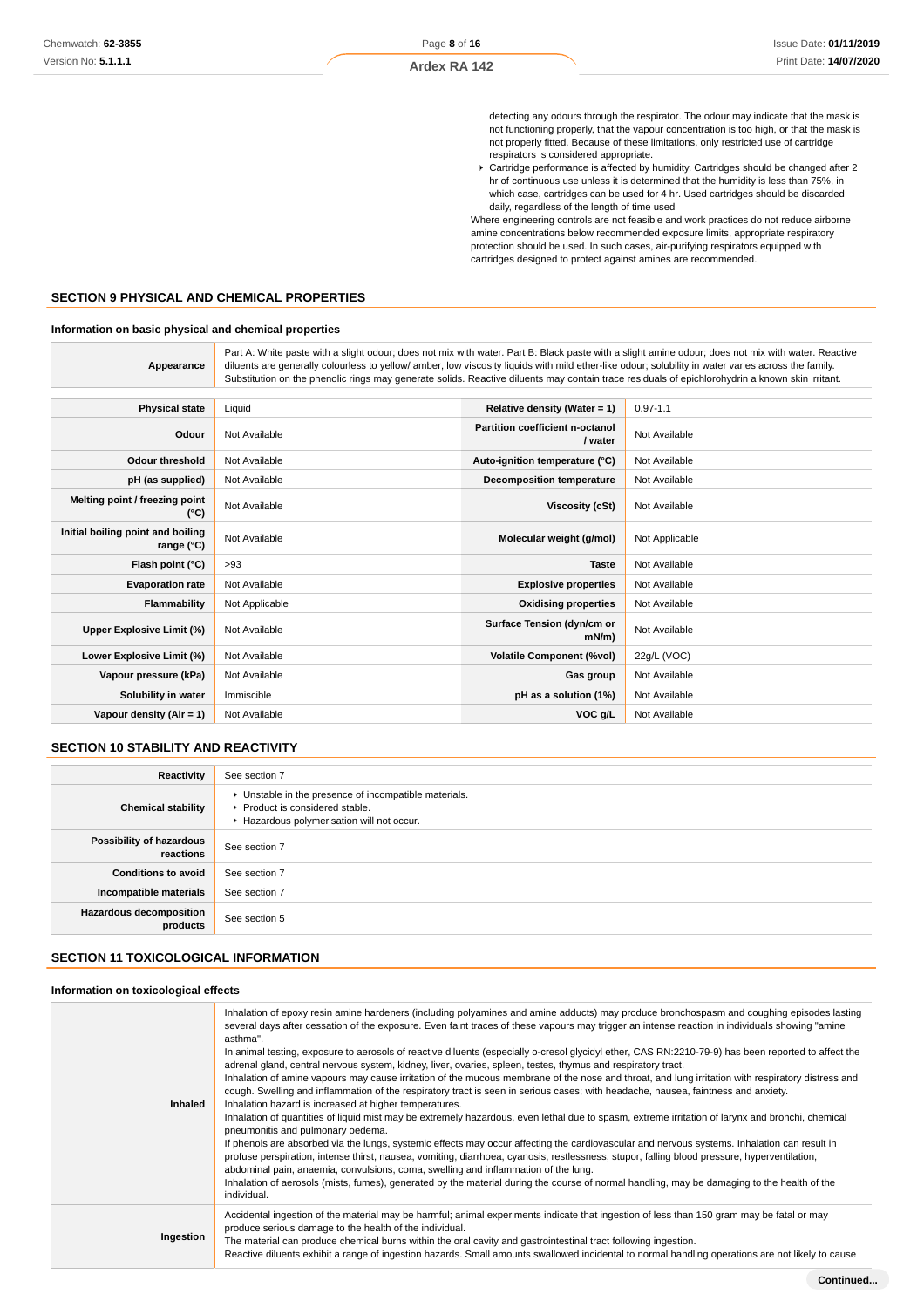detecting any odours through the respirator. The odour may indicate that the mask is not functioning properly, that the vapour concentration is too high, or that the mask is not properly fitted. Because of these limitations, only restricted use of cartridge respirators is considered appropriate.

- Cartridge performance is affected by humidity. Cartridges should be changed after 2 hr of continuous use unless it is determined that the humidity is less than 75%, in which case, cartridges can be used for 4 hr. Used cartridges should be discarded daily, regardless of the length of time used

Where engineering controls are not feasible and work practices do not reduce airborne amine concentrations below recommended exposure limits, appropriate respiratory protection should be used. In such cases, air-purifying respirators equipped with cartridges designed to protect against amines are recommended.

## SECTION 9 PHYSICAL AND CHEMICAL PROPERTIES

### Information on basic physical and chemical properties

| | |
|---|---|
| **Appearance** | Part A: White paste with a slight odour; does not mix with water. Part B: Black paste with a slight amine odour; does not mix with water. Reactive diluents are generally colourless to yellow/ amber, low viscosity liquids with mild ether-like odour; solubility in water varies across the family. Substitution on the phenolic rings may generate solids. Reactive diluents may contain trace residuals of epichlorohydrin a known skin irritant. |

| | | | |
|---|---|---|---|
| **Physical state** | Liquid | **Relative density (Water = 1)** | 0.97-1.1 |
| **Odour** | Not Available | **Partition coefficient n-octanol / water** | Not Available |
| **Odour threshold** | Not Available | **Auto-ignition temperature (°C)** | Not Available |
| **pH (as supplied)** | Not Available | **Decomposition temperature** | Not Available |
| **Melting point / freezing point (°C)** | Not Available | **Viscosity (cSt)** | Not Available |
| **Initial boiling point and boiling range (°C)** | Not Available | **Molecular weight (g/mol)** | Not Applicable |
| **Flash point (°C)** | >93 | **Taste** | Not Available |
| **Evaporation rate** | Not Available | **Explosive properties** | Not Available |
| **Flammability** | Not Applicable | **Oxidising properties** | Not Available |
| **Upper Explosive Limit (%)** | Not Available | **Surface Tension (dyn/cm or mN/m)** | Not Available |
| **Lower Explosive Limit (%)** | Not Available | **Volatile Component (%vol)** | 22g/L (VOC) |
| **Vapour pressure (kPa)** | Not Available | **Gas group** | Not Available |
| **Solubility in water** | Immiscible | **pH as a solution (1%)** | Not Available |
| **Vapour density (Air = 1)** | Not Available | **VOC g/L** | Not Available |

## SECTION 10 STABILITY AND REACTIVITY

| | |
|---|---|
| **Reactivity** | See section 7 |
| **Chemical stability** | ▸ Unstable in the presence of incompatible materials.<br>▸ Product is considered stable.<br>▸ Hazardous polymerisation will not occur. |
| **Possibility of hazardous reactions** | See section 7 |
| **Conditions to avoid** | See section 7 |
| **Incompatible materials** | See section 7 |
| **Hazardous decomposition products** | See section 5 |

## SECTION 11 TOXICOLOGICAL INFORMATION

### Information on toxicological effects

| | |
|---|---|
| **Inhaled** | Inhalation of epoxy resin amine hardeners (including polyamines and amine adducts) may produce bronchospasm and coughing episodes lasting several days after cessation of the exposure. Even faint traces of these vapours may trigger an intense reaction in individuals showing "amine asthma".<br>In animal testing, exposure to aerosols of reactive diluents (especially o-cresol glycidyl ether, CAS RN:2210-79-9) has been reported to affect the adrenal gland, central nervous system, kidney, liver, ovaries, spleen, testes, thymus and respiratory tract.<br>Inhalation of amine vapours may cause irritation of the mucous membrane of the nose and throat, and lung irritation with respiratory distress and cough. Swelling and inflammation of the respiratory tract is seen in serious cases; with headache, nausea, faintness and anxiety.<br>Inhalation hazard is increased at higher temperatures.<br>Inhalation of quantities of liquid mist may be extremely hazardous, even lethal due to spasm, extreme irritation of larynx and bronchi, chemical pneumonitis and pulmonary oedema.<br>If phenols are absorbed via the lungs, systemic effects may occur affecting the cardiovascular and nervous systems. Inhalation can result in profuse perspiration, intense thirst, nausea, vomiting, diarrhoea, cyanosis, restlessness, stupor, falling blood pressure, hyperventilation, abdominal pain, anaemia, convulsions, coma, swelling and inflammation of the lung.<br>Inhalation of aerosols (mists, fumes), generated by the material during the course of normal handling, may be damaging to the health of the individual. |
| **Ingestion** | Accidental ingestion of the material may be harmful; animal experiments indicate that ingestion of less than 150 gram may be fatal or may produce serious damage to the health of the individual.<br>The material can produce chemical burns within the oral cavity and gastrointestinal tract following ingestion.<br>Reactive diluents exhibit a range of ingestion hazards. Small amounts swallowed incidental to normal handling operations are not likely to cause |

**Continued...**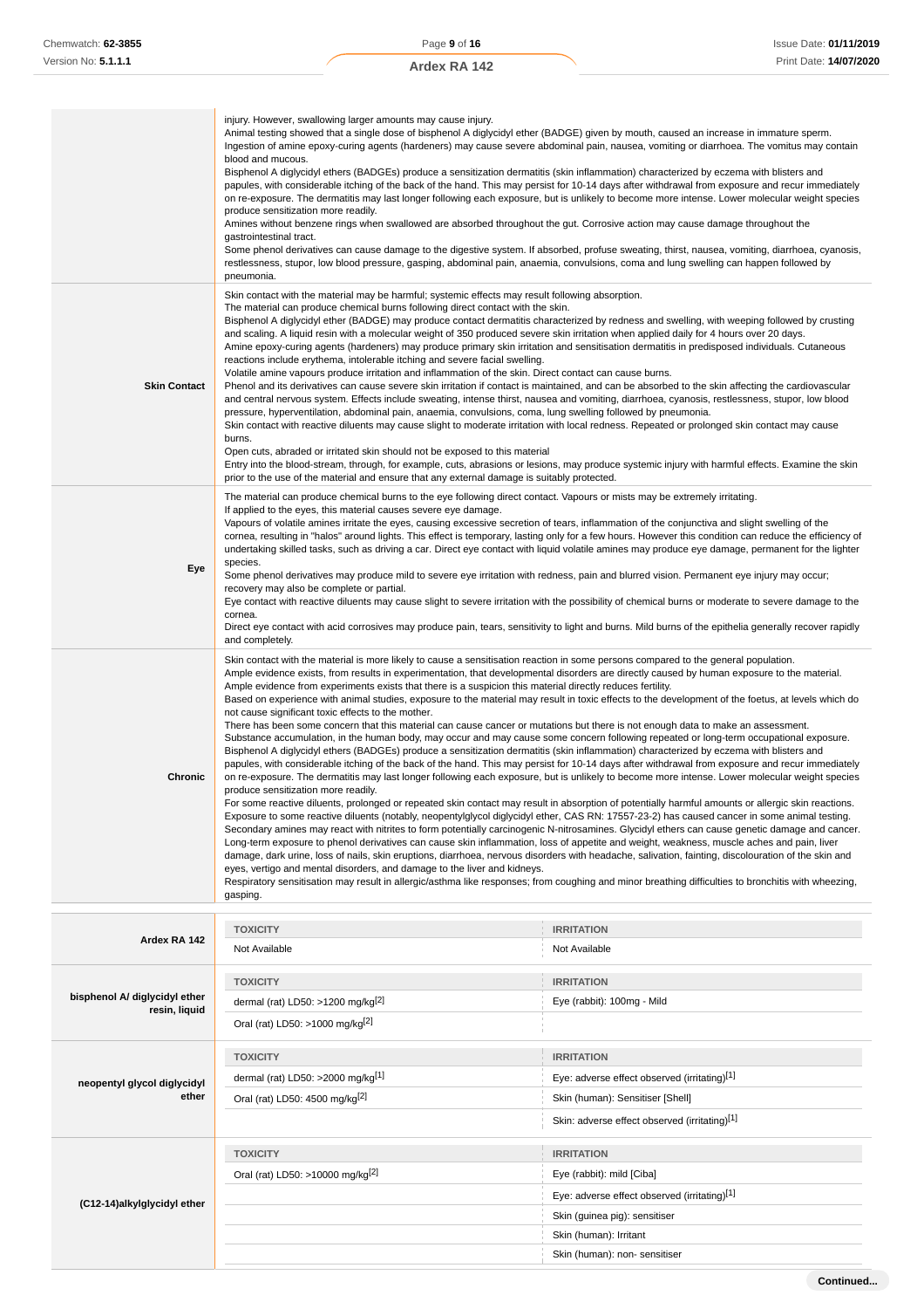| | |
|---|---|
| | injury. However, swallowing larger amounts may cause injury.<br>Animal testing showed that a single dose of bisphenol A diglycidyl ether (BADGE) given by mouth, caused an increase in immature sperm.<br>Ingestion of amine epoxy-curing agents (hardeners) may cause severe abdominal pain, nausea, vomiting or diarrhoea. The vomitus may contain blood and mucous.<br>Bisphenol A diglycidyl ethers (BADGEs) produce a sensitization dermatitis (skin inflammation) characterized by eczema with blisters and papules, with considerable itching of the back of the hand. This may persist for 10-14 days after withdrawal from exposure and recur immediately on re-exposure. The dermatitis may last longer following each exposure, but is unlikely to become more intense. Lower molecular weight species produce sensitization more readily.<br>Amines without benzene rings when swallowed are absorbed throughout the gut. Corrosive action may cause damage throughout the gastrointestinal tract.<br>Some phenol derivatives can cause damage to the digestive system. If absorbed, profuse sweating, thirst, nausea, vomiting, diarrhoea, cyanosis, restlessness, stupor, low blood pressure, gasping, abdominal pain, anaemia, convulsions, coma and lung swelling can happen followed by pneumonia. |
| **Skin Contact** | Skin contact with the material may be harmful; systemic effects may result following absorption.<br>The material can produce chemical burns following direct contact with the skin.<br>Bisphenol A diglycidyl ether (BADGE) may produce contact dermatitis characterized by redness and swelling, with weeping followed by crusting and scaling. A liquid resin with a molecular weight of 350 produced severe skin irritation when applied daily for 4 hours over 20 days.<br>Amine epoxy-curing agents (hardeners) may produce primary skin irritation and sensitisation dermatitis in predisposed individuals. Cutaneous reactions include erythema, intolerable itching and severe facial swelling.<br>Volatile amine vapours produce irritation and inflammation of the skin. Direct contact can cause burns.<br>Phenol and its derivatives can cause severe skin irritation if contact is maintained, and can be absorbed to the skin affecting the cardiovascular and central nervous system. Effects include sweating, intense thirst, nausea and vomiting, diarrhoea, cyanosis, restlessness, stupor, low blood pressure, hyperventilation, abdominal pain, anaemia, convulsions, coma, lung swelling followed by pneumonia.<br>Skin contact with reactive diluents may cause slight to moderate irritation with local redness. Repeated or prolonged skin contact may cause burns.<br>Open cuts, abraded or irritated skin should not be exposed to this material<br>Entry into the blood-stream, through, for example, cuts, abrasions or lesions, may produce systemic injury with harmful effects. Examine the skin prior to the use of the material and ensure that any external damage is suitably protected. |
| **Eye** | The material can produce chemical burns to the eye following direct contact. Vapours or mists may be extremely irritating.<br>If applied to the eyes, this material causes severe eye damage.<br>Vapours of volatile amines irritate the eyes, causing excessive secretion of tears, inflammation of the conjunctiva and slight swelling of the cornea, resulting in "halos" around lights. This effect is temporary, lasting only for a few hours. However this condition can reduce the efficiency of undertaking skilled tasks, such as driving a car. Direct eye contact with liquid volatile amines may produce eye damage, permanent for the lighter species.<br>Some phenol derivatives may produce mild to severe eye irritation with redness, pain and blurred vision. Permanent eye injury may occur; recovery may also be complete or partial.<br>Eye contact with reactive diluents may cause slight to severe irritation with the possibility of chemical burns or moderate to severe damage to the cornea.<br>Direct eye contact with acid corrosives may produce pain, tears, sensitivity to light and burns. Mild burns of the epithelia generally recover rapidly and completely. |
| **Chronic** | Skin contact with the material is more likely to cause a sensitisation reaction in some persons compared to the general population.<br>Ample evidence exists, from results in experimentation, that developmental disorders are directly caused by human exposure to the material.<br>Ample evidence from experiments exists that there is a suspicion this material directly reduces fertility.<br>Based on experience with animal studies, exposure to the material may result in toxic effects to the development of the foetus, at levels which do not cause significant toxic effects to the mother.<br>There has been some concern that this material can cause cancer or mutations but there is not enough data to make an assessment.<br>Substance accumulation, in the human body, may occur and may cause some concern following repeated or long-term occupational exposure.<br>Bisphenol A diglycidyl ethers (BADGEs) produce a sensitization dermatitis (skin inflammation) characterized by eczema with blisters and papules, with considerable itching of the back of the hand. This may persist for 10-14 days after withdrawal from exposure and recur immediately on re-exposure. The dermatitis may last longer following each exposure, but is unlikely to become more intense. Lower molecular weight species produce sensitization more readily.<br>For some reactive diluents, prolonged or repeated skin contact may result in absorption of potentially harmful amounts or allergic skin reactions. Exposure to some reactive diluents (notably, neopentylglycol diglycidyl ether, CAS RN: 17557-23-2) has caused cancer in some animal testing.<br>Secondary amines may react with nitrites to form potentially carcinogenic N-nitrosamines. Glycidyl ethers can cause genetic damage and cancer.<br>Long-term exposure to phenol derivatives can cause skin inflammation, loss of appetite and weight, weakness, muscle aches and pain, liver damage, dark urine, loss of nails, skin eruptions, diarrhoea, nervous disorders with headache, salivation, fainting, discolouration of the skin and eyes, vertigo and mental disorders, and damage to the liver and kidneys.<br>Respiratory sensitisation may result in allergic/asthma like responses; from coughing and minor breathing difficulties to bronchitis with wheezing, gasping. |

| | TOXICITY | IRRITATION |
|---|---|---|
| **Ardex RA 142** | Not Available | Not Available |

| | TOXICITY | IRRITATION |
|---|---|---|
| **bisphenol A/ diglycidyl ether resin, liquid** | dermal (rat) LD50: >1200 mg/kg[2] | Eye (rabbit): 100mg - Mild |
| | Oral (rat) LD50: >1000 mg/kg[2] | |

| | TOXICITY | IRRITATION |
|---|---|---|
| **neopentyl glycol diglycidyl ether** | dermal (rat) LD50: >2000 mg/kg[1] | Eye: adverse effect observed (irritating)[1] |
| | Oral (rat) LD50: 4500 mg/kg[2] | Skin (human): Sensitiser [Shell] |
| | | Skin: adverse effect observed (irritating)[1] |

| | TOXICITY | IRRITATION |
|---|---|---|
| **(C12-14)alkylglycidyl ether** | Oral (rat) LD50: >10000 mg/kg[2] | Eye (rabbit): mild [Ciba] |
| | | Eye: adverse effect observed (irritating)[1] |
| | | Skin (guinea pig): sensitiser |
| | | Skin (human): Irritant |
| | | Skin (human): non- sensitiser |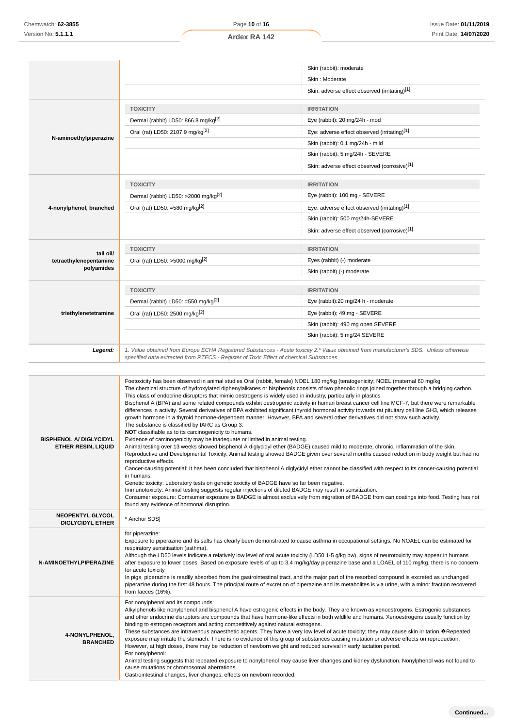| | | |
|---|---|---|
| | | Skin (rabbit): moderate |
| | | Skin : Moderate |
| | | Skin: adverse effect observed (irritating)[1] |
| **N-aminoethylpiperazine** | **TOXICITY** | **IRRITATION** |
| | Dermal (rabbit) LD50: 866.8 mg/kg[2] | Eye (rabbit): 20 mg/24h - mod |
| | Oral (rat) LD50: 2107.9 mg/kg[2] | Eye: adverse effect observed (irritating)[1] |
| | | Skin (rabbit): 0.1 mg/24h - mild |
| | | Skin (rabbit): 5 mg/24h - SEVERE |
| | | Skin: adverse effect observed (corrosive)[1] |
| **4-nonylphenol, branched** | **TOXICITY** | **IRRITATION** |
| | Dermal (rabbit) LD50: >2000 mg/kg[2] | Eye (rabbit): 100 mg - SEVERE |
| | Oral (rat) LD50: =580 mg/kg[2] | Eye: adverse effect observed (irritating)[1] |
| | | Skin (rabbit): 500 mg/24h-SEVERE |
| | | Skin: adverse effect observed (corrosive)[1] |
| **tall oil/ tetraethylenepentamine polyamides** | **TOXICITY** | **IRRITATION** |
| | Oral (rat) LD50: >5000 mg/kg[2] | Eyes (rabbit) (-) moderate |
| | | Skin (rabbit) (-) moderate |
| **triethylenetetramine** | **TOXICITY** | **IRRITATION** |
| | Dermal (rabbit) LD50: =550 mg/kg[2] | Eye (rabbit):20 mg/24 h - moderate |
| | Oral (rat) LD50: 2500 mg/kg[2] | Eye (rabbit); 49 mg - SEVERE |
| | | Skin (rabbit): 490 mg open SEVERE |
| | | Skin (rabbit): 5 mg/24 SEVERE |
| ***Legend:*** | *1. Value obtained from Europe ECHA Registered Substances - Acute toxicity 2.\* Value obtained from manufacturer's SDS. Unless otherwise specified data extracted from RTECS - Register of Toxic Effect of chemical Substances* | |

| | |
|---|---|
| **BISPHENOL A/ DIGLYCIDYL ETHER RESIN, LIQUID** | Foetoxicity has been observed in animal studies Oral (rabbit, female) NOEL 180 mg/kg (teratogenicity; NOEL (maternal 60 mg/kg<br>The chemical structure of hydroxylated diphenylalkanes or bisphenols consists of two phenolic rings joined together through a bridging carbon. This class of endocrine disruptors that mimic oestrogens is widely used in industry, particularly in plastics<br>Bisphenol A (BPA) and some related compounds exhibit oestrogenic activity in human breast cancer cell line MCF-7, but there were remarkable differences in activity. Several derivatives of BPA exhibited significant thyroid hormonal activity towards rat pituitary cell line GH3, which releases growth hormone in a thyroid hormone-dependent manner. However, BPA and several other derivatives did not show such activity.<br>The substance is classified by IARC as Group 3:<br>**NOT** classifiable as to its carcinogenicity to humans.<br>Evidence of carcinogenicity may be inadequate or limited in animal testing.<br>Animal testing over 13 weeks showed bisphenol A diglycidyl ether (BADGE) caused mild to moderate, chronic, inflammation of the skin.<br>Reproductive and Developmental Toxicity: Animal testing showed BADGE given over several months caused reduction in body weight but had no reproductive effects.<br>Cancer-causing potential: It has been concluded that bisphenol A diglycidyl ether cannot be classified with respect to its cancer-causing potential in humans.<br>Genetic toxicity: Laboratory tests on genetic toxicity of BADGE have so far been negative.<br>Immunotoxicity: Animal testing suggests regular injections of diluted BADGE may result in sensitization.<br>Consumer exposure: Comsumer exposure to BADGE is almost exclusively from migration of BADGE from can coatings into food. Testing has not found any evidence of hormonal disruption. |
| **NEOPENTYL GLYCOL DIGLYCIDYL ETHER** | * Anchor SDS] |
| **N-AMINOETHYLPIPERAZINE** | for piperazine:<br>Exposure to piperazine and its salts has clearly been demonstrated to cause asthma in occupational settings. No NOAEL can be estimated for respiratory sensitisation (asthma).<br>Although the LD50 levels indicate a relatively low level of oral acute toxicity (LD50 1-5 g/kg bw), signs of neurotoxicity may appear in humans after exposure to lower doses. Based on exposure levels of up to 3.4 mg/kg/day piperazine base and a LOAEL of 110 mg/kg, there is no concern for acute toxicity<br>In pigs, piperazine is readily absorbed from the gastrointestinal tract, and the major part of the resorbed compound is excreted as unchanged piperazine during the first 48 hours. The principal route of excretion of piperazine and its metabolites is via urine, with a minor fraction recovered from faeces (16%). |
| **4-NONYLPHENOL, BRANCHED** | For nonylphenol and its compounds:<br>Alkylphenols like nonylphenol and bisphenol A have estrogenic effects in the body. They are known as xenoestrogens. Estrogenic substances and other endocrine disruptors are compounds that have hormone-like effects in both wildlife and humans. Xenoestrogens usually function by binding to estrogen receptors and acting competitively against natural estrogens.<br>These substances are intravenous anaesthetic agents. They have a very low level of acute toxicity; they may cause skin irritation.�Repeated exposure may irritate the stomach. There is no evidence of this group of substances causing mutation or adverse effects on reproduction. However, at high doses, there may be reduction of newborn weight and reduced survival in early lactation period.<br>For nonylphenol:<br>Animal testing suggests that repeated exposure to nonylphenol may cause liver changes and kidney dysfunction. Nonylphenol was not found to cause mutations or chromosomal aberrations.<br>Gastrointestinal changes, liver changes, effects on newborn recorded. |

**Continued...**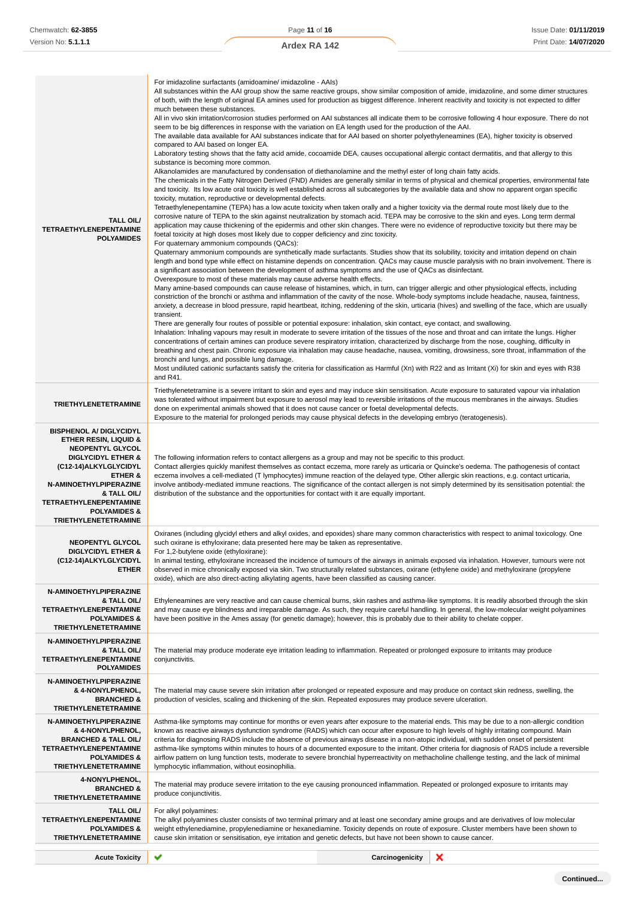| | |
|---|---|
| **TALL OIL/ TETRAETHYLENEPENTAMINE POLYAMIDES** | For imidazoline surfactants (amidoamine/ imidazoline - AAIs)<br>All substances within the AAI group show the same reactive groups, show similar composition of amide, imidazoline, and some dimer structures of both, with the length of original EA amines used for production as biggest difference. Inherent reactivity and toxicity is not expected to differ much between these substances.<br>All in vivo skin irritation/corrosion studies performed on AAI substances all indicate them to be corrosive following 4 hour exposure. There do not seem to be big differences in response with the variation on EA length used for the production of the AAI.<br>The available data available for AAI substances indicate that for AAI based on shorter polyethyleneamines (EA), higher toxicity is observed compared to AAI based on longer EA.<br>Laboratory testing shows that the fatty acid amide, cocoamide DEA, causes occupational allergic contact dermatitis, and that allergy to this substance is becoming more common.<br>Alkanolamides are manufactured by condensation of diethanolamine and the methyl ester of long chain fatty acids.<br>The chemicals in the Fatty Nitrogen Derived (FND) Amides are generally similar in terms of physical and chemical properties, environmental fate and toxicity. Its low acute oral toxicity is well established across all subcategories by the available data and show no apparent organ specific toxicity, mutation, reproductive or developmental defects.<br>Tetraethylenepentamine (TEPA) has a low acute toxicity when taken orally and a higher toxicity via the dermal route most likely due to the corrosive nature of TEPA to the skin against neutralization by stomach acid. TEPA may be corrosive to the skin and eyes. Long term dermal application may cause thickening of the epidermis and other skin changes. There were no evidence of reproductive toxicity but there may be foetal toxicity at high doses most likely due to copper deficiency and zinc toxicity.<br>For quaternary ammonium compounds (QACs):<br>Quaternary ammonium compounds are synthetically made surfactants. Studies show that its solubility, toxicity and irritation depend on chain length and bond type while effect on histamine depends on concentration. QACs may cause muscle paralysis with no brain involvement. There is a significant association between the development of asthma symptoms and the use of QACs as disinfectant.<br>Overexposure to most of these materials may cause adverse health effects.<br>Many amine-based compounds can cause release of histamines, which, in turn, can trigger allergic and other physiological effects, including constriction of the bronchi or asthma and inflammation of the cavity of the nose. Whole-body symptoms include headache, nausea, faintness, anxiety, a decrease in blood pressure, rapid heartbeat, itching, reddening of the skin, urticaria (hives) and swelling of the face, which are usually transient.<br>There are generally four routes of possible or potential exposure: inhalation, skin contact, eye contact, and swallowing.<br>Inhalation: Inhaling vapours may result in moderate to severe irritation of the tissues of the nose and throat and can irritate the lungs. Higher concentrations of certain amines can produce severe respiratory irritation, characterized by discharge from the nose, coughing, difficulty in breathing and chest pain. Chronic exposure via inhalation may cause headache, nausea, vomiting, drowsiness, sore throat, inflammation of the bronchi and lungs, and possible lung damage.<br>Most undiluted cationic surfactants satisfy the criteria for classification as Harmful (Xn) with R22 and as Irritant (Xi) for skin and eyes with R38 and R41. |
| **TRIETHYLENETETRAMINE** | Triethylenetetramine is a severe irritant to skin and eyes and may induce skin sensitisation. Acute exposure to saturated vapour via inhalation was tolerated without impairment but exposure to aerosol may lead to reversible irritations of the mucous membranes in the airways. Studies done on experimental animals showed that it does not cause cancer or foetal developmental defects.<br>Exposure to the material for prolonged periods may cause physical defects in the developing embryo (teratogenesis). |
| **BISPHENOL A/ DIGLYCIDYL ETHER RESIN, LIQUID & NEOPENTYL GLYCOL DIGLYCIDYL ETHER & (C12-14)ALKYLGLYCIDYL ETHER & N-AMINOETHYLPIPERAZINE & TALL OIL/ TETRAETHYLENEPENTAMINE POLYAMIDES & TRIETHYLENETETRAMINE** | The following information refers to contact allergens as a group and may not be specific to this product.<br>Contact allergies quickly manifest themselves as contact eczema, more rarely as urticaria or Quincke's oedema. The pathogenesis of contact eczema involves a cell-mediated (T lymphocytes) immune reaction of the delayed type. Other allergic skin reactions, e.g. contact urticaria, involve antibody-mediated immune reactions. The significance of the contact allergen is not simply determined by its sensitisation potential: the distribution of the substance and the opportunities for contact with it are equally important. |
| **NEOPENTYL GLYCOL DIGLYCIDYL ETHER & (C12-14)ALKYLGLYCIDYL ETHER** | Oxiranes (including glycidyl ethers and alkyl oxides, and epoxides) share many common characteristics with respect to animal toxicology. One such oxirane is ethyloxirane; data presented here may be taken as representative.<br>For 1,2-butylene oxide (ethyloxirane):<br>In animal testing, ethyloxirane increased the incidence of tumours of the airways in animals exposed via inhalation. However, tumours were not observed in mice chronically exposed via skin. Two structurally related substances, oxirane (ethylene oxide) and methyloxirane (propylene oxide), which are also direct-acting alkylating agents, have been classified as causing cancer. |
| **N-AMINOETHYLPIPERAZINE & TALL OIL/ TETRAETHYLENEPENTAMINE POLYAMIDES & TRIETHYLENETETRAMINE** | Ethyleneamines are very reactive and can cause chemical burns, skin rashes and asthma-like symptoms. It is readily absorbed through the skin and may cause eye blindness and irreparable damage. As such, they require careful handling. In general, the low-molecular weight polyamines have been positive in the Ames assay (for genetic damage); however, this is probably due to their ability to chelate copper. |
| **N-AMINOETHYLPIPERAZINE & TALL OIL/ TETRAETHYLENEPENTAMINE POLYAMIDES** | The material may produce moderate eye irritation leading to inflammation. Repeated or prolonged exposure to irritants may produce conjunctivitis. |
| **N-AMINOETHYLPIPERAZINE & 4-NONYLPHENOL, BRANCHED & TRIETHYLENETETRAMINE** | The material may cause severe skin irritation after prolonged or repeated exposure and may produce on contact skin redness, swelling, the production of vesicles, scaling and thickening of the skin. Repeated exposures may produce severe ulceration. |
| **N-AMINOETHYLPIPERAZINE & 4-NONYLPHENOL, BRANCHED & TALL OIL/ TETRAETHYLENEPENTAMINE POLYAMIDES & TRIETHYLENETETRAMINE** | Asthma-like symptoms may continue for months or even years after exposure to the material ends. This may be due to a non-allergic condition known as reactive airways dysfunction syndrome (RADS) which can occur after exposure to high levels of highly irritating compound. Main criteria for diagnosing RADS include the absence of previous airways disease in a non-atopic individual, with sudden onset of persistent asthma-like symptoms within minutes to hours of a documented exposure to the irritant. Other criteria for diagnosis of RADS include a reversible airflow pattern on lung function tests, moderate to severe bronchial hyperreactivity on methacholine challenge testing, and the lack of minimal lymphocytic inflammation, without eosinophilia. |
| **4-NONYLPHENOL, BRANCHED & TRIETHYLENETETRAMINE** | The material may produce severe irritation to the eye causing pronounced inflammation. Repeated or prolonged exposure to irritants may produce conjunctivitis. |
| **TALL OIL/ TETRAETHYLENEPENTAMINE POLYAMIDES & TRIETHYLENETETRAMINE** | For alkyl polyamines:<br>The alkyl polyamines cluster consists of two terminal primary and at least one secondary amine groups and are derivatives of low molecular weight ethylenediamine, propylenediamine or hexanediamine. Toxicity depends on route of exposure. Cluster members have been shown to cause skin irritation or sensitisation, eye irritation and genetic defects, but have not been shown to cause cancer. |

| | | | |
|---|---|---|---|
| **Acute Toxicity** | ✔ | **Carcinogenicity** | ✘ |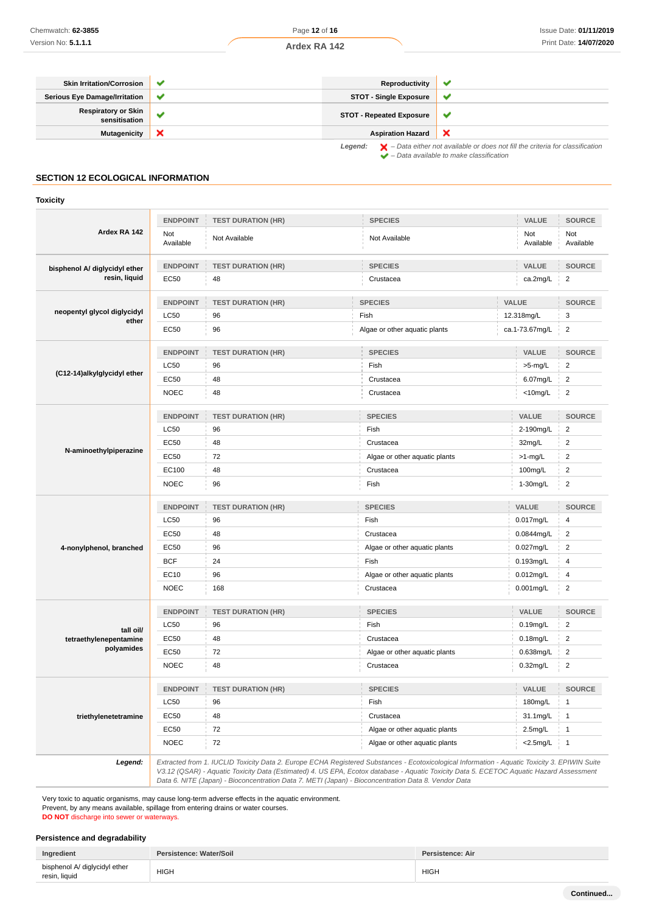| | | | |
|---|---|---|---|
| **Skin Irritation/Corrosion** | ✔ | **Reproductivity** | ✔ |
| **Serious Eye Damage/Irritation** | ✔ | **STOT - Single Exposure** | ✔ |
| **Respiratory or Skin sensitisation** | ✔ | **STOT - Repeated Exposure** | ✔ |
| **Mutagenicity** | ✘ | **Aspiration Hazard** | ✘ |

*Legend:* ✘ *– Data either not available or does not fill the criteria for classification*
✔ *– Data available to make classification*

## SECTION 12 ECOLOGICAL INFORMATION

### Toxicity

| | ENDPOINT | TEST DURATION (HR) | SPECIES | VALUE | SOURCE |
|---|---|---|---|---|---|
| **Ardex RA 142** | Not Available | Not Available | Not Available | Not Available | Not Available |
| **bisphenol A/ diglycidyl ether resin, liquid** | EC50 | 48 | Crustacea | ca.2mg/L | 2 |
| **neopentyl glycol diglycidyl ether** | LC50 | 96 | Fish | 12.318mg/L | 3 |
| | EC50 | 96 | Algae or other aquatic plants | ca.1-73.67mg/L | 2 |
| **(C12-14)alkylglycidyl ether** | LC50 | 96 | Fish | >5-mg/L | 2 |
| | EC50 | 48 | Crustacea | 6.07mg/L | 2 |
| | NOEC | 48 | Crustacea | <10mg/L | 2 |
| **N-aminoethylpiperazine** | LC50 | 96 | Fish | 2-190mg/L | 2 |
| | EC50 | 48 | Crustacea | 32mg/L | 2 |
| | EC50 | 72 | Algae or other aquatic plants | >1-mg/L | 2 |
| | EC100 | 48 | Crustacea | 100mg/L | 2 |
| | NOEC | 96 | Fish | 1-30mg/L | 2 |
| **4-nonylphenol, branched** | LC50 | 96 | Fish | 0.017mg/L | 4 |
| | EC50 | 48 | Crustacea | 0.0844mg/L | 2 |
| | EC50 | 96 | Algae or other aquatic plants | 0.027mg/L | 2 |
| | BCF | 24 | Fish | 0.193mg/L | 4 |
| | EC10 | 96 | Algae or other aquatic plants | 0.012mg/L | 4 |
| | NOEC | 168 | Crustacea | 0.001mg/L | 2 |
| **tall oil/ tetraethylenepentamine polyamides** | LC50 | 96 | Fish | 0.19mg/L | 2 |
| | EC50 | 48 | Crustacea | 0.18mg/L | 2 |
| | EC50 | 72 | Algae or other aquatic plants | 0.638mg/L | 2 |
| | NOEC | 48 | Crustacea | 0.32mg/L | 2 |
| **triethylenetetramine** | LC50 | 96 | Fish | 180mg/L | 1 |
| | EC50 | 48 | Crustacea | 31.1mg/L | 1 |
| | EC50 | 72 | Algae or other aquatic plants | 2.5mg/L | 1 |
| | NOEC | 72 | Algae or other aquatic plants | <2.5mg/L | 1 |

***Legend:*** *Extracted from 1. IUCLID Toxicity Data 2. Europe ECHA Registered Substances - Ecotoxicological Information - Aquatic Toxicity 3. EPIWIN Suite V3.12 (QSAR) - Aquatic Toxicity Data (Estimated) 4. US EPA, Ecotox database - Aquatic Toxicity Data 5. ECETOC Aquatic Hazard Assessment Data 6. NITE (Japan) - Bioconcentration Data 7. METI (Japan) - Bioconcentration Data 8. Vendor Data*

Very toxic to aquatic organisms, may cause long-term adverse effects in the aquatic environment.
Prevent, by any means available, spillage from entering drains or water courses.
**DO NOT** discharge into sewer or waterways.

### Persistence and degradability

| Ingredient | Persistence: Water/Soil | Persistence: Air |
|---|---|---|
| bisphenol A/ diglycidyl ether resin, liquid | HIGH | HIGH |

**Continued...**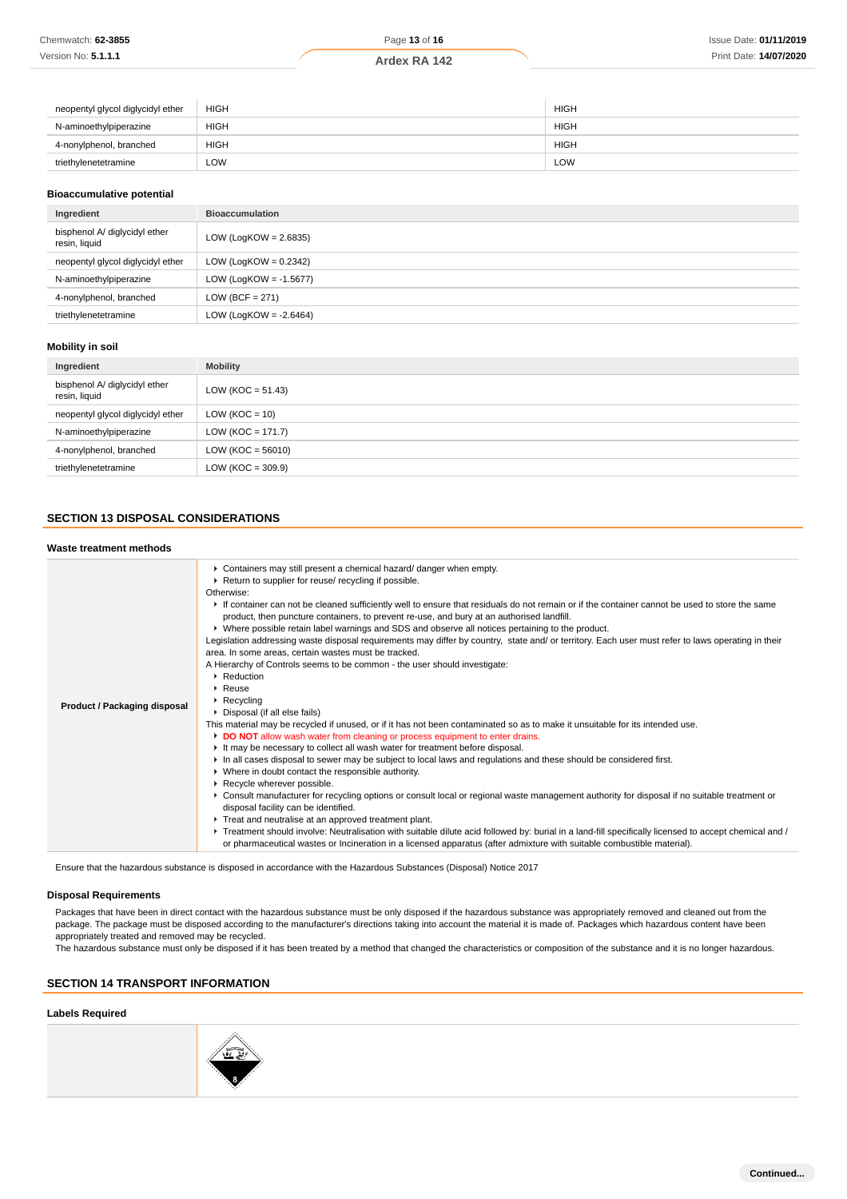| | | |
|---|---|---|
| neopentyl glycol diglycidyl ether | HIGH | HIGH |
| N-aminoethylpiperazine | HIGH | HIGH |
| 4-nonylphenol, branched | HIGH | HIGH |
| triethylenetetramine | LOW | LOW |

### Bioaccumulative potential

| Ingredient | Bioaccumulation |
|---|---|
| bisphenol A/ diglycidyl ether resin, liquid | LOW (LogKOW = 2.6835) |
| neopentyl glycol diglycidyl ether | LOW (LogKOW = 0.2342) |
| N-aminoethylpiperazine | LOW (LogKOW = -1.5677) |
| 4-nonylphenol, branched | LOW (BCF = 271) |
| triethylenetetramine | LOW (LogKOW = -2.6464) |

### Mobility in soil

| Ingredient | Mobility |
|---|---|
| bisphenol A/ diglycidyl ether resin, liquid | LOW (KOC = 51.43) |
| neopentyl glycol diglycidyl ether | LOW (KOC = 10) |
| N-aminoethylpiperazine | LOW (KOC = 171.7) |
| 4-nonylphenol, branched | LOW (KOC = 56010) |
| triethylenetetramine | LOW (KOC = 309.9) |

## SECTION 13 DISPOSAL CONSIDERATIONS

### Waste treatment methods

| | |
|---|---|
| **Product / Packaging disposal** | ▸ Containers may still present a chemical hazard/ danger when empty.<br>▸ Return to supplier for reuse/ recycling if possible.<br>Otherwise:<br>▸ If container can not be cleaned sufficiently well to ensure that residuals do not remain or if the container cannot be used to store the same product, then puncture containers, to prevent re-use, and bury at an authorised landfill.<br>▸ Where possible retain label warnings and SDS and observe all notices pertaining to the product.<br>Legislation addressing waste disposal requirements may differ by country, state and/ or territory. Each user must refer to laws operating in their area. In some areas, certain wastes must be tracked.<br>A Hierarchy of Controls seems to be common - the user should investigate:<br>▸ Reduction<br>▸ Reuse<br>▸ Recycling<br>▸ Disposal (if all else fails)<br>This material may be recycled if unused, or if it has not been contaminated so as to make it unsuitable for its intended use.<br>▸ **DO NOT** allow wash water from cleaning or process equipment to enter drains.<br>▸ It may be necessary to collect all wash water for treatment before disposal.<br>▸ In all cases disposal to sewer may be subject to local laws and regulations and these should be considered first.<br>▸ Where in doubt contact the responsible authority.<br>▸ Recycle wherever possible.<br>▸ Consult manufacturer for recycling options or consult local or regional waste management authority for disposal if no suitable treatment or disposal facility can be identified.<br>▸ Treat and neutralise at an approved treatment plant.<br>▸ Treatment should involve: Neutralisation with suitable dilute acid followed by: burial in a land-fill specifically licensed to accept chemical and / or pharmaceutical wastes or Incineration in a licensed apparatus (after admixture with suitable combustible material). |

Ensure that the hazardous substance is disposed in accordance with the Hazardous Substances (Disposal) Notice 2017

### Disposal Requirements

Packages that have been in direct contact with the hazardous substance must be only disposed if the hazardous substance was appropriately removed and cleaned out from the package. The package must be disposed according to the manufacturer's directions taking into account the material it is made of. Packages which hazardous content have been appropriately treated and removed may be recycled.
The hazardous substance must only be disposed if it has been treated by a method that changed the characteristics or composition of the substance and it is no longer hazardous.

## SECTION 14 TRANSPORT INFORMATION

### Labels Required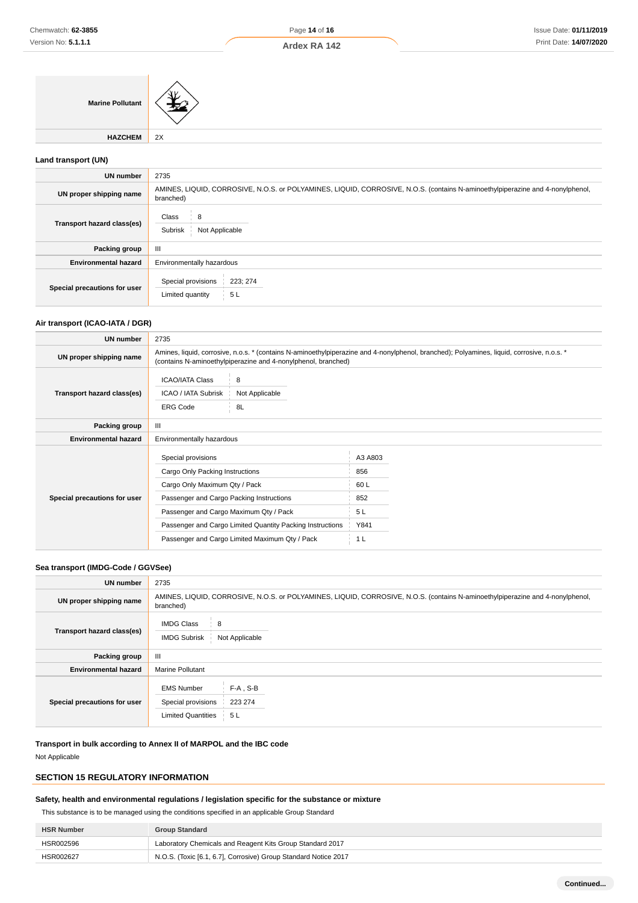| | |
|---|---|
| **Marine Pollutant** | |
| **HAZCHEM** | 2X |

### Land transport (UN)

| | |
|---|---|
| **UN number** | 2735 |
| **UN proper shipping name** | AMINES, LIQUID, CORROSIVE, N.O.S. or POLYAMINES, LIQUID, CORROSIVE, N.O.S. (contains N-aminoethylpiperazine and 4-nonylphenol, branched) |
| **Transport hazard class(es)** | Class: 8<br>Subrisk: Not Applicable |
| **Packing group** | III |
| **Environmental hazard** | Environmentally hazardous |
| **Special precautions for user** | Special provisions: 223; 274<br>Limited quantity: 5 L |

### Air transport (ICAO-IATA / DGR)

| | |
|---|---|
| **UN number** | 2735 |
| **UN proper shipping name** | Amines, liquid, corrosive, n.o.s. * (contains N-aminoethylpiperazine and 4-nonylphenol, branched); Polyamines, liquid, corrosive, n.o.s. * (contains N-aminoethylpiperazine and 4-nonylphenol, branched) |
| **Transport hazard class(es)** | ICAO/IATA Class: 8<br>ICAO / IATA Subrisk: Not Applicable<br>ERG Code: 8L |
| **Packing group** | III |
| **Environmental hazard** | Environmentally hazardous |
| **Special precautions for user** | Special provisions: A3 A803<br>Cargo Only Packing Instructions: 856<br>Cargo Only Maximum Qty / Pack: 60 L<br>Passenger and Cargo Packing Instructions: 852<br>Passenger and Cargo Maximum Qty / Pack: 5 L<br>Passenger and Cargo Limited Quantity Packing Instructions: Y841<br>Passenger and Cargo Limited Maximum Qty / Pack: 1 L |

### Sea transport (IMDG-Code / GGVSee)

| | |
|---|---|
| **UN number** | 2735 |
| **UN proper shipping name** | AMINES, LIQUID, CORROSIVE, N.O.S. or POLYAMINES, LIQUID, CORROSIVE, N.O.S. (contains N-aminoethylpiperazine and 4-nonylphenol, branched) |
| **Transport hazard class(es)** | IMDG Class: 8<br>IMDG Subrisk: Not Applicable |
| **Packing group** | III |
| **Environmental hazard** | Marine Pollutant |
| **Special precautions for user** | EMS Number: F-A , S-B<br>Special provisions: 223 274<br>Limited Quantities: 5 L |

### Transport in bulk according to Annex II of MARPOL and the IBC code

Not Applicable

## SECTION 15 REGULATORY INFORMATION

### Safety, health and environmental regulations / legislation specific for the substance or mixture

This substance is to be managed using the conditions specified in an applicable Group Standard

| HSR Number | Group Standard |
|---|---|
| HSR002596 | Laboratory Chemicals and Reagent Kits Group Standard 2017 |
| HSR002627 | N.O.S. (Toxic [6.1, 6.7], Corrosive) Group Standard Notice 2017 |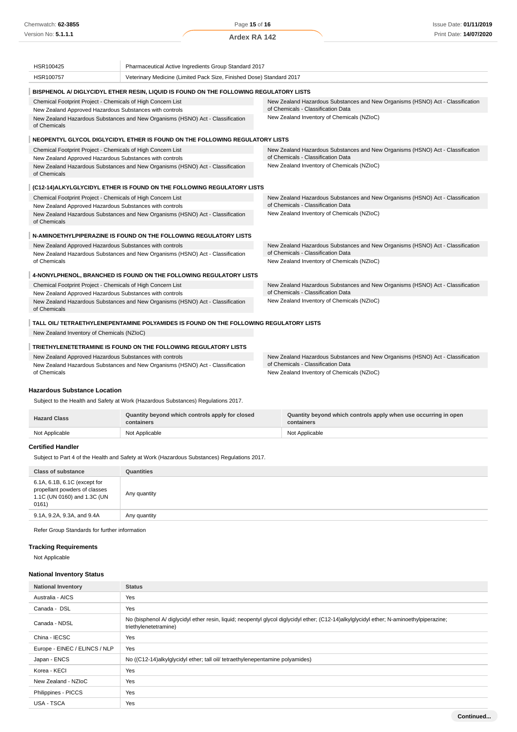| | |
|---|---|
| HSR100425 | Pharmaceutical Active Ingredients Group Standard 2017 |
| HSR100757 | Veterinary Medicine (Limited Pack Size, Finished Dose) Standard 2017 |

**BISPHENOL A/ DIGLYCIDYL ETHER RESIN, LIQUID IS FOUND ON THE FOLLOWING REGULATORY LISTS**

| | |
|---|---|
| Chemical Footprint Project - Chemicals of High Concern List | New Zealand Hazardous Substances and New Organisms (HSNO) Act - Classification of Chemicals - Classification Data |
| New Zealand Approved Hazardous Substances with controls | New Zealand Inventory of Chemicals (NZIoC) |
| New Zealand Hazardous Substances and New Organisms (HSNO) Act - Classification of Chemicals | |

**NEOPENTYL GLYCOL DIGLYCIDYL ETHER IS FOUND ON THE FOLLOWING REGULATORY LISTS**

| | |
|---|---|
| Chemical Footprint Project - Chemicals of High Concern List | New Zealand Hazardous Substances and New Organisms (HSNO) Act - Classification of Chemicals - Classification Data |
| New Zealand Approved Hazardous Substances with controls | New Zealand Inventory of Chemicals (NZIoC) |
| New Zealand Hazardous Substances and New Organisms (HSNO) Act - Classification of Chemicals | |

**(C12-14)ALKYLGLYCIDYL ETHER IS FOUND ON THE FOLLOWING REGULATORY LISTS**

| | |
|---|---|
| Chemical Footprint Project - Chemicals of High Concern List | New Zealand Hazardous Substances and New Organisms (HSNO) Act - Classification of Chemicals - Classification Data |
| New Zealand Approved Hazardous Substances with controls | New Zealand Inventory of Chemicals (NZIoC) |
| New Zealand Hazardous Substances and New Organisms (HSNO) Act - Classification of Chemicals | |

**N-AMINOETHYLPIPERAZINE IS FOUND ON THE FOLLOWING REGULATORY LISTS**

| | |
|---|---|
| New Zealand Approved Hazardous Substances with controls | New Zealand Hazardous Substances and New Organisms (HSNO) Act - Classification of Chemicals - Classification Data |
| New Zealand Hazardous Substances and New Organisms (HSNO) Act - Classification of Chemicals | New Zealand Inventory of Chemicals (NZIoC) |

**4-NONYLPHENOL, BRANCHED IS FOUND ON THE FOLLOWING REGULATORY LISTS**

| | |
|---|---|
| Chemical Footprint Project - Chemicals of High Concern List | New Zealand Hazardous Substances and New Organisms (HSNO) Act - Classification of Chemicals - Classification Data |
| New Zealand Approved Hazardous Substances with controls | New Zealand Inventory of Chemicals (NZIoC) |
| New Zealand Hazardous Substances and New Organisms (HSNO) Act - Classification of Chemicals | |

**TALL OIL/ TETRAETHYLENEPENTAMINE POLYAMIDES IS FOUND ON THE FOLLOWING REGULATORY LISTS**

| | |
|---|---|
| New Zealand Inventory of Chemicals (NZIoC) | |

**TRIETHYLENETETRAMINE IS FOUND ON THE FOLLOWING REGULATORY LISTS**

| | |
|---|---|
| New Zealand Approved Hazardous Substances with controls | New Zealand Hazardous Substances and New Organisms (HSNO) Act - Classification of Chemicals - Classification Data |
| New Zealand Hazardous Substances and New Organisms (HSNO) Act - Classification of Chemicals | New Zealand Inventory of Chemicals (NZIoC) |

### Hazardous Substance Location

Subject to the Health and Safety at Work (Hazardous Substances) Regulations 2017.

| Hazard Class | Quantity beyond which controls apply for closed containers | Quantity beyond which controls apply when use occurring in open containers |
|---|---|---|
| Not Applicable | Not Applicable | Not Applicable |

### Certified Handler

Subject to Part 4 of the Health and Safety at Work (Hazardous Substances) Regulations 2017.

| Class of substance | Quantities |
|---|---|
| 6.1A, 6.1B, 6.1C (except for propellant powders of classes 1.1C (UN 0160) and 1.3C (UN 0161) | Any quantity |
| 9.1A, 9.2A, 9.3A, and 9.4A | Any quantity |

Refer Group Standards for further information

### Tracking Requirements

Not Applicable

### National Inventory Status

| National Inventory | Status |
|---|---|
| Australia - AICS | Yes |
| Canada - DSL | Yes |
| Canada - NDSL | No (bisphenol A/ diglycidyl ether resin, liquid; neopentyl glycol diglycidyl ether; (C12-14)alkylglycidyl ether; N-aminoethylpiperazine; triethylenetetramine) |
| China - IECSC | Yes |
| Europe - EINEC / ELINCS / NLP | Yes |
| Japan - ENCS | No ((C12-14)alkylglycidyl ether; tall oil/ tetraethylenepentamine polyamides) |
| Korea - KECI | Yes |
| New Zealand - NZIoC | Yes |
| Philippines - PICCS | Yes |
| USA - TSCA | Yes |

Continued...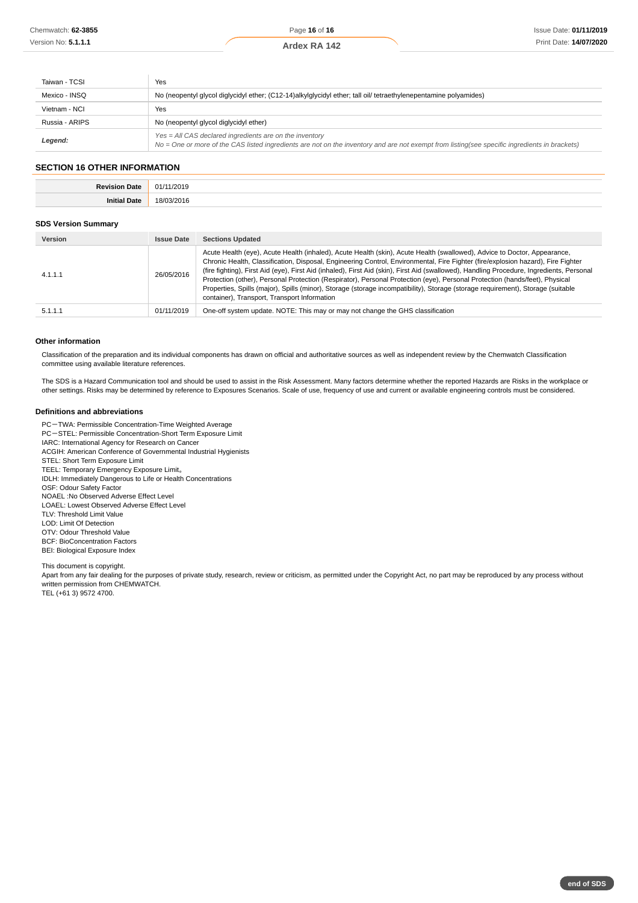| | |
|---|---|
| Taiwan - TCSI | Yes |
| Mexico - INSQ | No (neopentyl glycol diglycidyl ether; (C12-14)alkylglycidyl ether; tall oil/ tetraethylenepentamine polyamides) |
| Vietnam - NCI | Yes |
| Russia - ARIPS | No (neopentyl glycol diglycidyl ether) |
| ***Legend:*** | *Yes = All CAS declared ingredients are on the inventory*<br>*No = One or more of the CAS listed ingredients are not on the inventory and are not exempt from listing(see specific ingredients in brackets)* |

## SECTION 16 OTHER INFORMATION

| | |
|---|---|
| **Revision Date** | 01/11/2019 |
| **Initial Date** | 18/03/2016 |

### SDS Version Summary

| Version | Issue Date | Sections Updated |
|---|---|---|
| 4.1.1.1 | 26/05/2016 | Acute Health (eye), Acute Health (inhaled), Acute Health (skin), Acute Health (swallowed), Advice to Doctor, Appearance, Chronic Health, Classification, Disposal, Engineering Control, Environmental, Fire Fighter (fire/explosion hazard), Fire Fighter (fire fighting), First Aid (eye), First Aid (inhaled), First Aid (skin), First Aid (swallowed), Handling Procedure, Ingredients, Personal Protection (other), Personal Protection (Respirator), Personal Protection (eye), Personal Protection (hands/feet), Physical Properties, Spills (major), Spills (minor), Storage (storage incompatibility), Storage (storage requirement), Storage (suitable container), Transport, Transport Information |
| 5.1.1.1 | 01/11/2019 | One-off system update. NOTE: This may or may not change the GHS classification |

### Other information

Classification of the preparation and its individual components has drawn on official and authoritative sources as well as independent review by the Chemwatch Classification committee using available literature references.

The SDS is a Hazard Communication tool and should be used to assist in the Risk Assessment. Many factors determine whether the reported Hazards are Risks in the workplace or other settings. Risks may be determined by reference to Exposures Scenarios. Scale of use, frequency of use and current or available engineering controls must be considered.

### Definitions and abbreviations

PC－TWA: Permissible Concentration-Time Weighted Average
PC－STEL: Permissible Concentration-Short Term Exposure Limit
IARC: International Agency for Research on Cancer
ACGIH: American Conference of Governmental Industrial Hygienists
STEL: Short Term Exposure Limit
TEEL: Temporary Emergency Exposure Limit。
IDLH: Immediately Dangerous to Life or Health Concentrations
OSF: Odour Safety Factor
NOAEL :No Observed Adverse Effect Level
LOAEL: Lowest Observed Adverse Effect Level
TLV: Threshold Limit Value
LOD: Limit Of Detection
OTV: Odour Threshold Value
BCF: BioConcentration Factors
BEI: Biological Exposure Index

This document is copyright.
Apart from any fair dealing for the purposes of private study, research, review or criticism, as permitted under the Copyright Act, no part may be reproduced by any process without written permission from CHEMWATCH.
TEL (+61 3) 9572 4700.

end of SDS